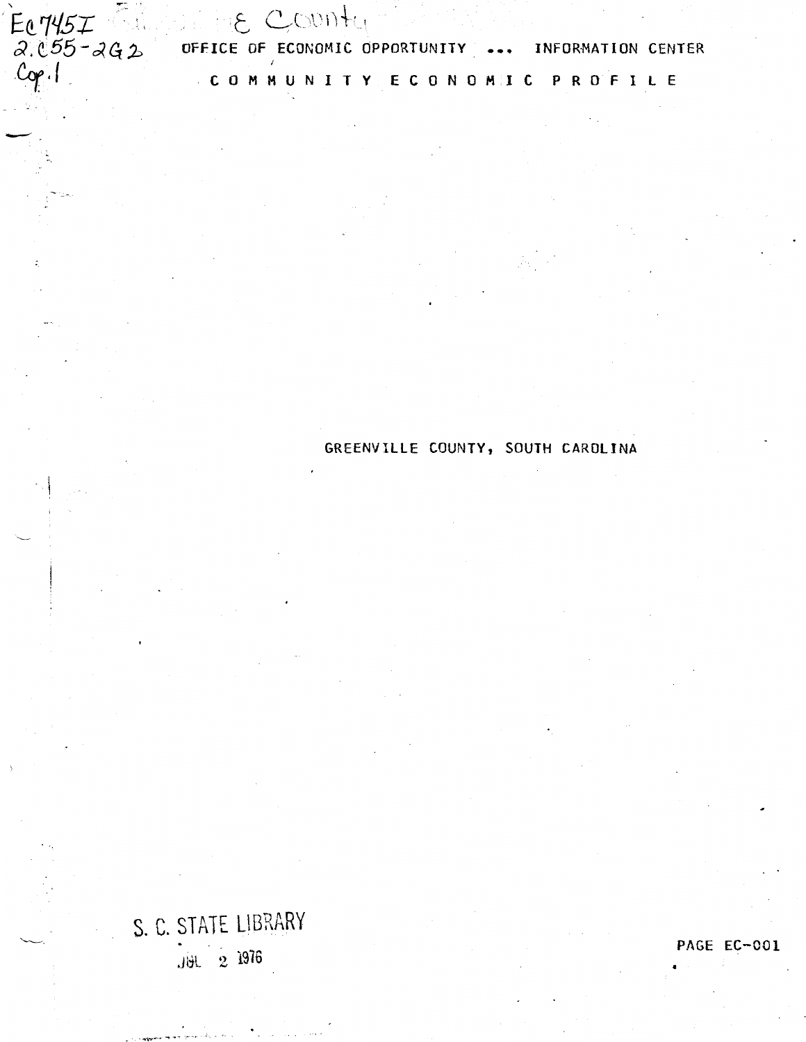Ec745I
2.C55-2G2
Cop.1

& County

OFFICE OF ECONOMIC OPPORTUNITY ... INFORMATION CENTER

# COMMUNITY ECONOMIC PROFILE

## GREENVILLE COUNTY, SOUTH CAROLINA

S. C. STATE LIBRARY
JUL 2 1976

PAGE EC-001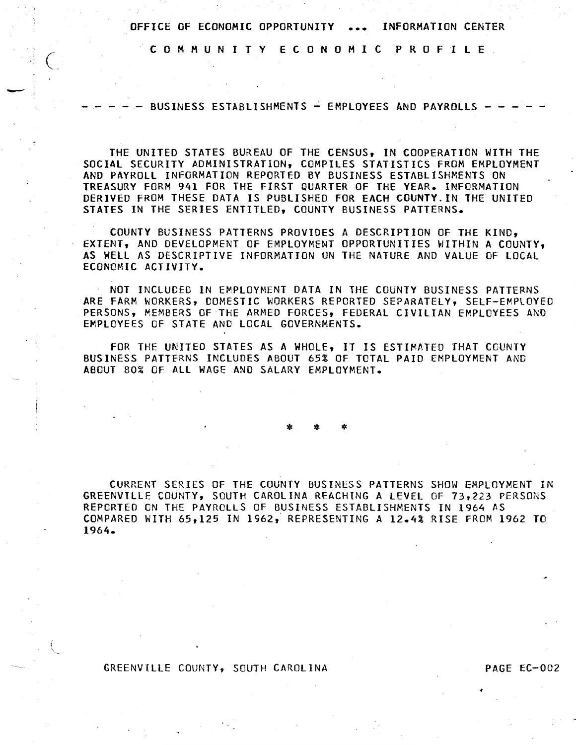OFFICE OF ECONOMIC OPPORTUNITY ... INFORMATION CENTER

# COMMUNITY ECONOMIC PROFILE

## - - - - - BUSINESS ESTABLISHMENTS - EMPLOYEES AND PAYROLLS - - - - -

THE UNITED STATES BUREAU OF THE CENSUS, IN COOPERATION WITH THE SOCIAL SECURITY ADMINISTRATION, COMPILES STATISTICS FROM EMPLOYMENT AND PAYROLL INFORMATION REPORTED BY BUSINESS ESTABLISHMENTS ON TREASURY FORM 941 FOR THE FIRST QUARTER OF THE YEAR. INFORMATION DERIVED FROM THESE DATA IS PUBLISHED FOR EACH COUNTY.IN THE UNITED STATES IN THE SERIES ENTITLED, COUNTY BUSINESS PATTERNS.

COUNTY BUSINESS PATTERNS PROVIDES A DESCRIPTION OF THE KIND, EXTENT, AND DEVELOPMENT OF EMPLOYMENT OPPORTUNITIES WITHIN A COUNTY, AS WELL AS DESCRIPTIVE INFORMATION ON THE NATURE AND VALUE OF LOCAL ECONOMIC ACTIVITY.

NOT INCLUDED IN EMPLOYMENT DATA IN THE COUNTY BUSINESS PATTERNS ARE FARM WORKERS, DOMESTIC WORKERS REPORTED SEPARATELY, SELF-EMPLOYED PERSONS, MEMBERS OF THE ARMED FORCES, FEDERAL CIVILIAN EMPLOYEES AND EMPLOYEES OF STATE AND LOCAL GOVERNMENTS.

FOR THE UNITED STATES AS A WHOLE, IT IS ESTIMATED THAT COUNTY BUSINESS PATTERNS INCLUDES ABOUT 65% OF TOTAL PAID EMPLOYMENT AND ABOUT 80% OF ALL WAGE AND SALARY EMPLOYMENT.

\* \* \*

CURRENT SERIES OF THE COUNTY BUSINESS PATTERNS SHOW EMPLOYMENT IN GREENVILLE COUNTY, SOUTH CAROLINA REACHING A LEVEL OF 73,223 PERSONS REPORTED ON THE PAYROLLS OF BUSINESS ESTABLISHMENTS IN 1964 AS COMPARED WITH 65,125 IN 1962, REPRESENTING A 12.4% RISE FROM 1962 TO 1964.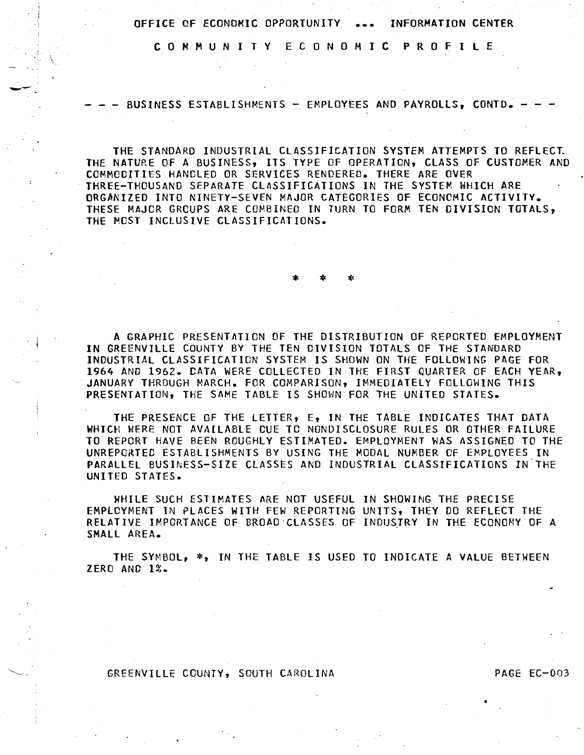# OFFICE OF ECONOMIC OPPORTUNITY ... INFORMATION CENTER

## COMMUNITY ECONOMIC PROFILE

### --- BUSINESS ESTABLISHMENTS - EMPLOYEES AND PAYROLLS, CONTD. ---

THE STANDARD INDUSTRIAL CLASSIFICATION SYSTEM ATTEMPTS TO REFLECT THE NATURE OF A BUSINESS, ITS TYPE OF OPERATION, CLASS OF CUSTOMER AND COMMODITIES HANDLED OR SERVICES RENDERED. THERE ARE OVER THREE-THOUSAND SEPARATE CLASSIFICATIONS IN THE SYSTEM WHICH ARE ORGANIZED INTO NINETY-SEVEN MAJOR CATEGORIES OF ECONOMIC ACTIVITY. THESE MAJOR GROUPS ARE COMBINED IN TURN TO FORM TEN DIVISION TOTALS, THE MOST INCLUSIVE CLASSIFICATIONS.

\* \* \*

A GRAPHIC PRESENTATION OF THE DISTRIBUTION OF REPORTED EMPLOYMENT IN GREENVILLE COUNTY BY THE TEN DIVISION TOTALS OF THE STANDARD INDUSTRIAL CLASSIFICATION SYSTEM IS SHOWN ON THE FOLLOWING PAGE FOR 1964 AND 1962. DATA WERE COLLECTED IN THE FIRST QUARTER OF EACH YEAR, JANUARY THROUGH MARCH. FOR COMPARISON, IMMEDIATELY FOLLOWING THIS PRESENTATION, THE SAME TABLE IS SHOWN FOR THE UNITED STATES.

THE PRESENCE OF THE LETTER, E, IN THE TABLE INDICATES THAT DATA WHICH WERE NOT AVAILABLE DUE TO NONDISCLOSURE RULES OR OTHER FAILURE TO REPORT HAVE BEEN ROUGHLY ESTIMATED. EMPLOYMENT WAS ASSIGNED TO THE UNREPORTED ESTABLISHMENTS BY USING THE MODAL NUMBER OF EMPLOYEES IN PARALLEL BUSINESS-SIZE CLASSES AND INDUSTRIAL CLASSIFICATIONS IN THE UNITED STATES.

WHILE SUCH ESTIMATES ARE NOT USEFUL IN SHOWING THE PRECISE EMPLOYMENT IN PLACES WITH FEW REPORTING UNITS, THEY DO REFLECT THE RELATIVE IMPORTANCE OF BROAD CLASSES OF INDUSTRY IN THE ECONOMY OF A SMALL AREA.

THE SYMBOL, *, IN THE TABLE IS USED TO INDICATE A VALUE BETWEEN ZERO AND 1%.

GREENVILLE COUNTY, SOUTH CAROLINA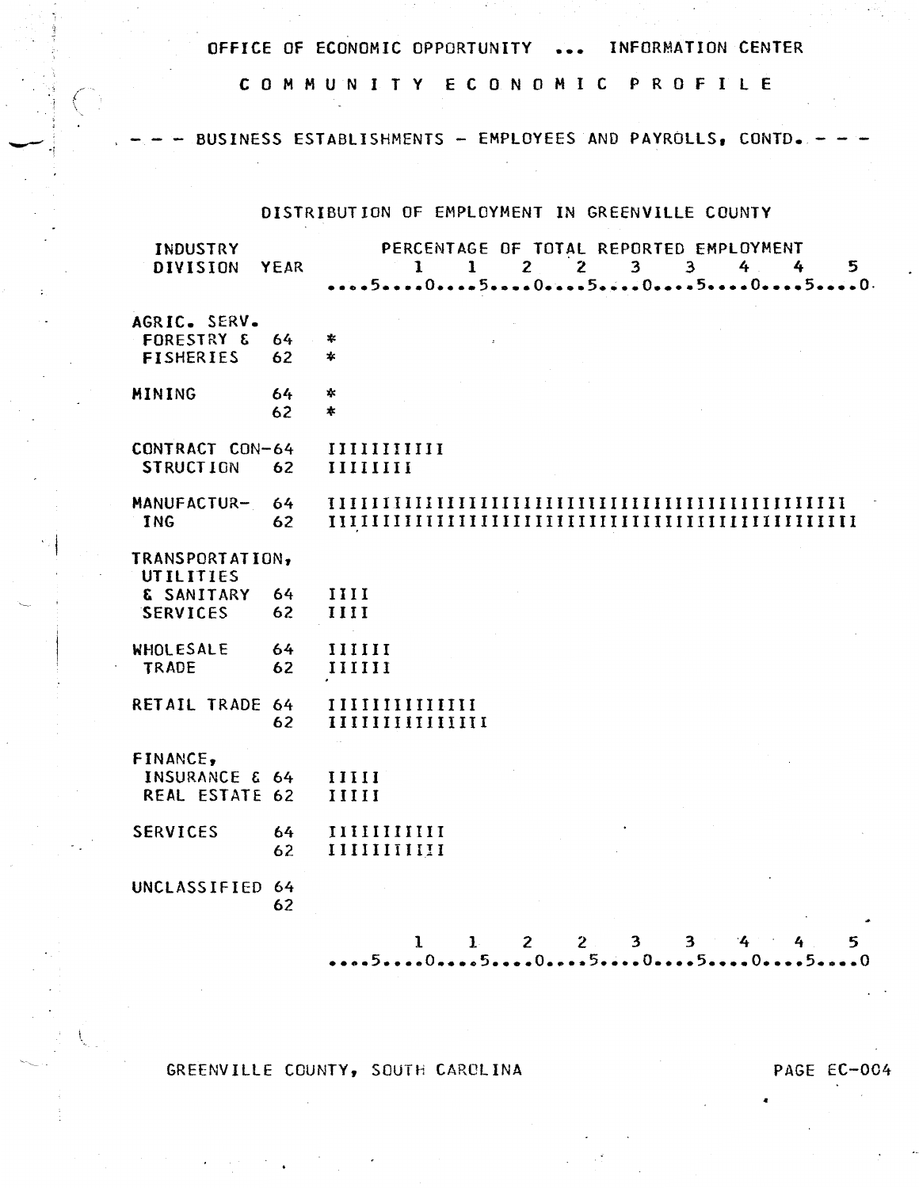OFFICE OF ECONOMIC OPPORTUNITY ... INFORMATION CENTER

# COMMUNITY ECONOMIC PROFILE

## --- BUSINESS ESTABLISHMENTS - EMPLOYEES AND PAYROLLS, CONTD. ---

### DISTRIBUTION OF EMPLOYMENT IN GREENVILLE COUNTY

```
 INDUSTRY              PERCENTAGE OF TOTAL REPORTED EMPLOYMENT
 DIVISION  YEAR            1    1    2    2    3    3    4    4    5
                      ....5....0....5....0....5....0....5....0....5....0

AGRIC. SERV.
 FORESTRY &   64      *
 FISHERIES    62      *

MINING        64      *
              62      *

CONTRACT CON-64       IIIIIIIIIII
 STRUCTION    62      IIIIIIII

MANUFACTUR-   64      IIIIIIIIIIIIIIIIIIIIIIIIIIIIIIIIIIIIIIIIIIIIIIIII
 ING          62      IIIIIIIIIIIIIIIIIIIIIIIIIIIIIIIIIIIIIIIIIIIIIIIIII

TRANSPORTATION,
 UTILITIES
 & SANITARY   64      IIII
 SERVICES     62      IIII

WHOLESALE     64      IIIIII
 TRADE        62      IIIIII

RETAIL TRADE 64       IIIIIIIIIIIIII
              62      IIIIIIIIIIIIIII

FINANCE,
 INSURANCE & 64       IIIII
 REAL ESTATE 62       IIIII

SERVICES      64      IIIIIIIIIII
              62      IIIIIIIIIII

UNCLASSIFIED 64
              62

                           1    1    2    2    3    3    4    4    5
                      ....5....0....5....0....5....0....5....0....5....0
```

GREENVILLE COUNTY, SOUTH CAROLINA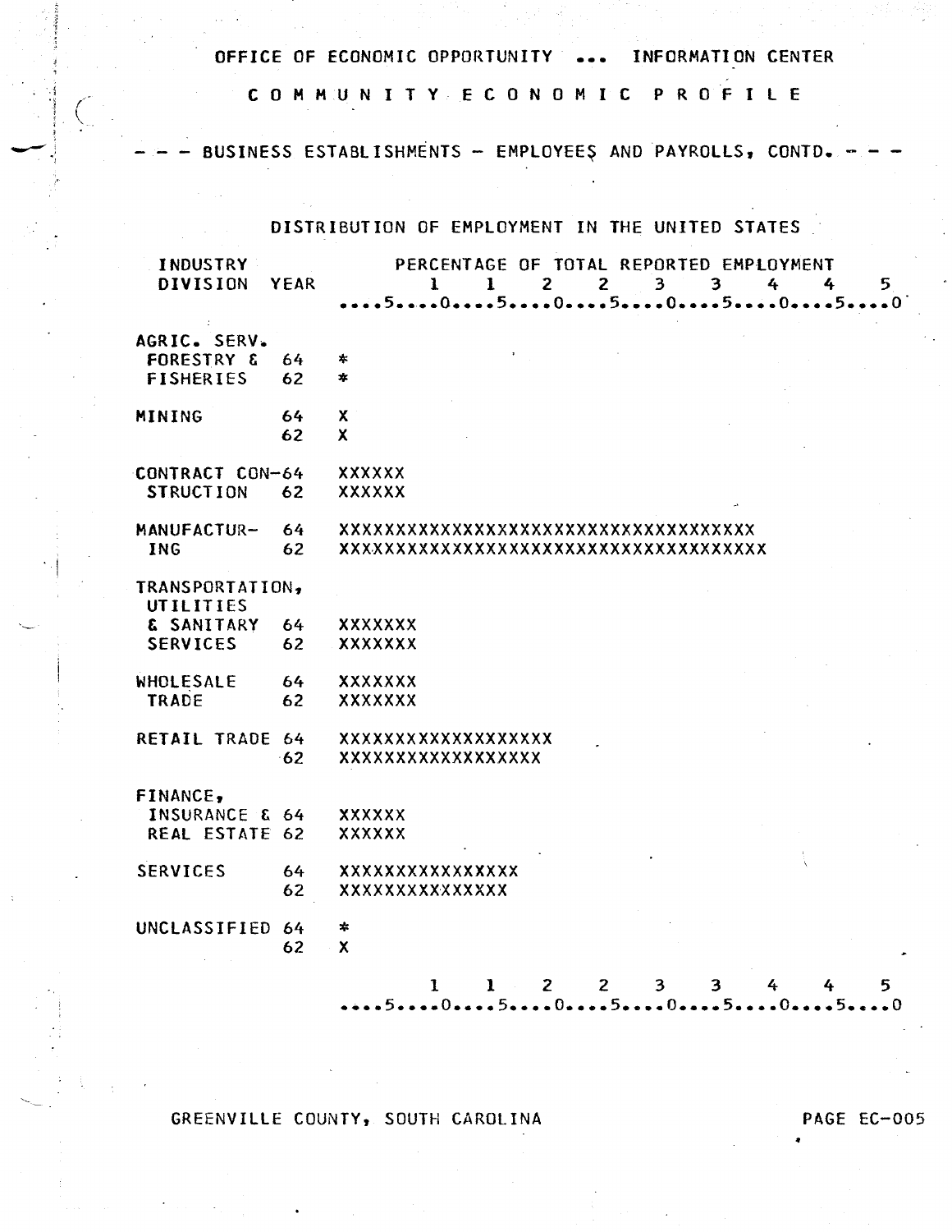OFFICE OF ECONOMIC OPPORTUNITY ... INFORMATION CENTER

COMMUNITY ECONOMIC PROFILE

--- BUSINESS ESTABLISHMENTS - EMPLOYEES AND PAYROLLS, CONTD. ---

## DISTRIBUTION OF EMPLOYMENT IN THE UNITED STATES

```
INDUSTRY               PERCENTAGE OF TOTAL REPORTED EMPLOYMENT
DIVISION   YEAR          1    1    2    2    3    3    4    4    5
                    ....5....0....5....0....5....0....5....0....5....0

AGRIC. SERV.
 FORESTRY &  64     *
 FISHERIES   62     *

MINING       64     X
             62     X

CONTRACT CON-64     XXXXXX
 STRUCTION   62     XXXXXX

MANUFACTUR-  64     XXXXXXXXXXXXXXXXXXXXXXXXXXXXXXXXXXXXX
 ING         62     XXXXXXXXXXXXXXXXXXXXXXXXXXXXXXXXXXXXXX

TRANSPORTATION,
 UTILITIES
 & SANITARY  64     XXXXXXX
 SERVICES    62     XXXXXXX

WHOLESALE    64     XXXXXXX
 TRADE       62     XXXXXXX

RETAIL TRADE 64     XXXXXXXXXXXXXXXXXXX
             62     XXXXXXXXXXXXXXXXXX

FINANCE,
 INSURANCE & 64     XXXXXX
 REAL ESTATE 62     XXXXXX

SERVICES     64     XXXXXXXXXXXXXXXX
             62     XXXXXXXXXXXXXXX

UNCLASSIFIED 64     *
             62     X

                         1    1    2    2    3    3    4    4    5
                    ....5....0....5....0....5....0....5....0....5....0
```

GREENVILLE COUNTY, SOUTH CAROLINA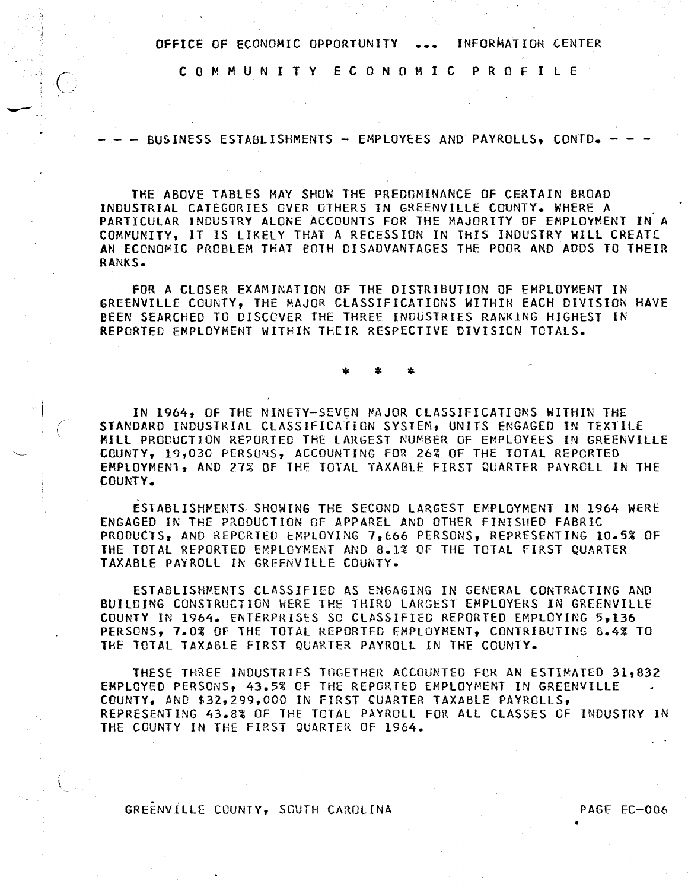OFFICE OF ECONOMIC OPPORTUNITY ... INFORMATION CENTER

# C O M M U N I T Y   E C O N O M I C   P R O F I L E

## - - - BUSINESS ESTABLISHMENTS - EMPLOYEES AND PAYROLLS, CONTD. - - -

THE ABOVE TABLES MAY SHOW THE PREDOMINANCE OF CERTAIN BROAD INDUSTRIAL CATEGORIES OVER OTHERS IN GREENVILLE COUNTY. WHERE A PARTICULAR INDUSTRY ALONE ACCOUNTS FOR THE MAJORITY OF EMPLOYMENT IN A COMMUNITY, IT IS LIKELY THAT A RECESSION IN THIS INDUSTRY WILL CREATE AN ECONOMIC PROBLEM THAT BOTH DISADVANTAGES THE POOR AND ADDS TO THEIR RANKS.

FOR A CLOSER EXAMINATION OF THE DISTRIBUTION OF EMPLOYMENT IN GREENVILLE COUNTY, THE MAJOR CLASSIFICATIONS WITHIN EACH DIVISION HAVE BEEN SEARCHED TO DISCOVER THE THREE INDUSTRIES RANKING HIGHEST IN REPORTED EMPLOYMENT WITHIN THEIR RESPECTIVE DIVISION TOTALS.

\* \* \*

IN 1964, OF THE NINETY-SEVEN MAJOR CLASSIFICATIONS WITHIN THE STANDARD INDUSTRIAL CLASSIFICATION SYSTEM, UNITS ENGAGED IN TEXTILE MILL PRODUCTION REPORTED THE LARGEST NUMBER OF EMPLOYEES IN GREENVILLE COUNTY, 19,030 PERSONS, ACCOUNTING FOR 26% OF THE TOTAL REPORTED EMPLOYMENT, AND 27% OF THE TOTAL TAXABLE FIRST QUARTER PAYROLL IN THE COUNTY.

ESTABLISHMENTS SHOWING THE SECOND LARGEST EMPLOYMENT IN 1964 WERE ENGAGED IN THE PRODUCTION OF APPAREL AND OTHER FINISHED FABRIC PRODUCTS, AND REPORTED EMPLOYING 7,666 PERSONS, REPRESENTING 10.5% OF THE TOTAL REPORTED EMPLOYMENT AND 8.1% OF THE TOTAL FIRST QUARTER TAXABLE PAYROLL IN GREENVILLE COUNTY.

ESTABLISHMENTS CLASSIFIED AS ENGAGING IN GENERAL CONTRACTING AND BUILDING CONSTRUCTION WERE THE THIRD LARGEST EMPLOYERS IN GREENVILLE COUNTY IN 1964. ENTERPRISES SO CLASSIFIED REPORTED EMPLOYING 5,136 PERSONS, 7.0% OF THE TOTAL REPORTED EMPLOYMENT, CONTRIBUTING 8.4% TO THE TOTAL TAXABLE FIRST QUARTER PAYROLL IN THE COUNTY.

THESE THREE INDUSTRIES TOGETHER ACCOUNTED FOR AN ESTIMATED 31,832 EMPLOYED PERSONS, 43.5% OF THE REPORTED EMPLOYMENT IN GREENVILLE COUNTY, AND $32,299,000 IN FIRST QUARTER TAXABLE PAYROLLS, REPRESENTING 43.8% OF THE TOTAL PAYROLL FOR ALL CLASSES OF INDUSTRY IN THE COUNTY IN THE FIRST QUARTER OF 1964.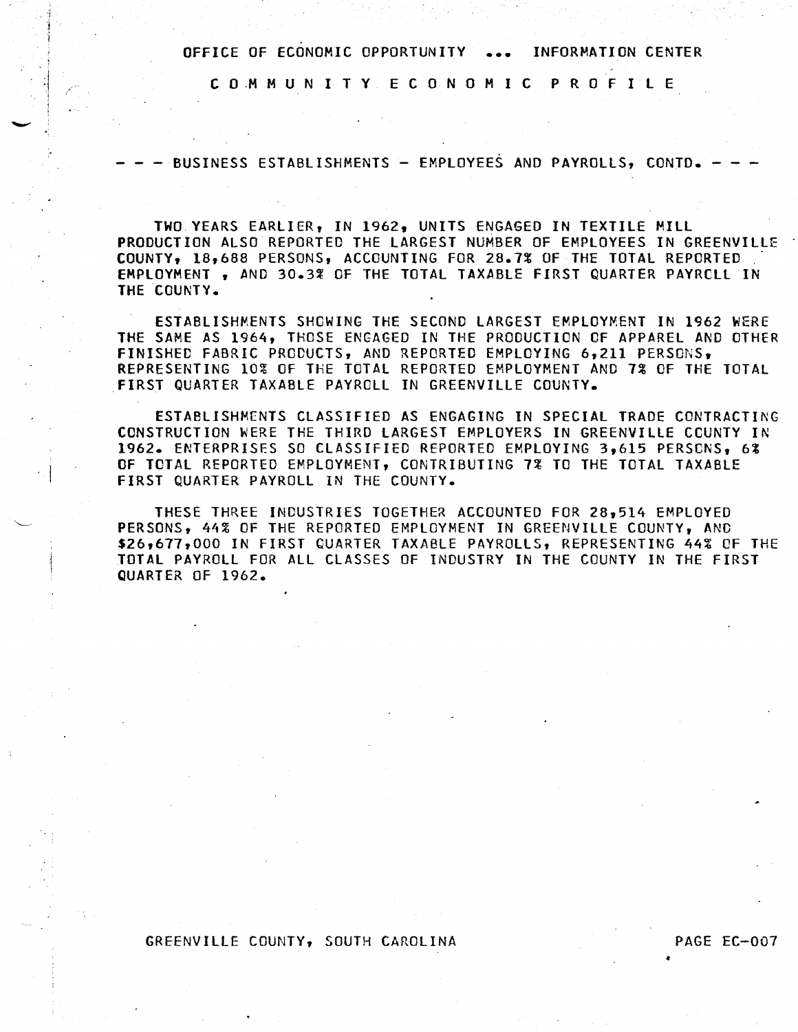OFFICE OF ECONOMIC OPPORTUNITY ... INFORMATION CENTER

COMMUNITY ECONOMIC PROFILE

## --- BUSINESS ESTABLISHMENTS - EMPLOYEES AND PAYROLLS, CONTD. ---

TWO YEARS EARLIER, IN 1962, UNITS ENGAGED IN TEXTILE MILL PRODUCTION ALSO REPORTED THE LARGEST NUMBER OF EMPLOYEES IN GREENVILLE COUNTY, 18,688 PERSONS, ACCOUNTING FOR 28.7% OF THE TOTAL REPORTED EMPLOYMENT , AND 30.3% OF THE TOTAL TAXABLE FIRST QUARTER PAYROLL IN THE COUNTY.

ESTABLISHMENTS SHOWING THE SECOND LARGEST EMPLOYMENT IN 1962 WERE THE SAME AS 1964, THOSE ENGAGED IN THE PRODUCTION OF APPAREL AND OTHER FINISHED FABRIC PRODUCTS, AND REPORTED EMPLOYING 6,211 PERSONS, REPRESENTING 10% OF THE TOTAL REPORTED EMPLOYMENT AND 7% OF THE TOTAL FIRST QUARTER TAXABLE PAYROLL IN GREENVILLE COUNTY.

ESTABLISHMENTS CLASSIFIED AS ENGAGING IN SPECIAL TRADE CONTRACTING CONSTRUCTION WERE THE THIRD LARGEST EMPLOYERS IN GREENVILLE COUNTY IN 1962. ENTERPRISES SO CLASSIFIED REPORTED EMPLOYING 3,615 PERSONS, 6% OF TOTAL REPORTED EMPLOYMENT, CONTRIBUTING 7% TO THE TOTAL TAXABLE FIRST QUARTER PAYROLL IN THE COUNTY.

THESE THREE INDUSTRIES TOGETHER ACCOUNTED FOR 28,514 EMPLOYED PERSONS, 44% OF THE REPORTED EMPLOYMENT IN GREENVILLE COUNTY, AND $26,677,000 IN FIRST QUARTER TAXABLE PAYROLLS, REPRESENTING 44% OF THE TOTAL PAYROLL FOR ALL CLASSES OF INDUSTRY IN THE COUNTY IN THE FIRST QUARTER OF 1962.

GREENVILLE COUNTY, SOUTH CAROLINA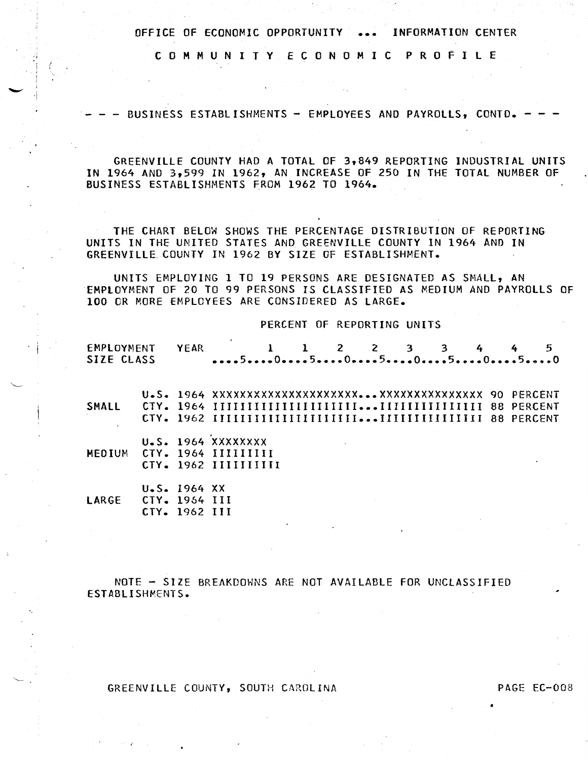OFFICE OF ECONOMIC OPPORTUNITY ... INFORMATION CENTER

COMMUNITY ECONOMIC PROFILE

## - - - BUSINESS ESTABLISHMENTS - EMPLOYEES AND PAYROLLS, CONTD. - - -

GREENVILLE COUNTY HAD A TOTAL OF 3,849 REPORTING INDUSTRIAL UNITS IN 1964 AND 3,599 IN 1962, AN INCREASE OF 250 IN THE TOTAL NUMBER OF BUSINESS ESTABLISHMENTS FROM 1962 TO 1964.

THE CHART BELOW SHOWS THE PERCENTAGE DISTRIBUTION OF REPORTING UNITS IN THE UNITED STATES AND GREENVILLE COUNTY IN 1964 AND IN GREENVILLE COUNTY IN 1962 BY SIZE OF ESTABLISHMENT.

UNITS EMPLOYING 1 TO 19 PERSONS ARE DESIGNATED AS SMALL, AN EMPLOYMENT OF 20 TO 99 PERSONS IS CLASSIFIED AS MEDIUM AND PAYROLLS OF 100 OR MORE EMPLOYEES ARE CONSIDERED AS LARGE.

```
                                  PERCENT OF REPORTING UNITS

EMPLOYMENT   YEAR          1    1    2    2    3    3    4    4    5
SIZE CLASS            ....5....0....5....0....5....0....5....0....5....0


        U.S. 1964 XXXXXXXXXXXXXXXXXXXXX...XXXXXXXXXXXXXX 90 PERCENT
SMALL   CTY. 1964 IIIIIIIIIIIIIIIIIIIII...IIIIIIIIIIIIII 88 PERCENT
        CTY. 1962 IIIIIIIIIIIIIIIIIIIII...IIIIIIIIIIIIII 88 PERCENT

        U.S. 1964 XXXXXXXX
MEDIUM  CTY. 1964 IIIIIIII
        CTY. 1962 IIIIIIIII

        U.S. 1964 XX
LARGE   CTY. 1964 III
        CTY. 1962 III
```

NOTE - SIZE BREAKDOWNS ARE NOT AVAILABLE FOR UNCLASSIFIED ESTABLISHMENTS.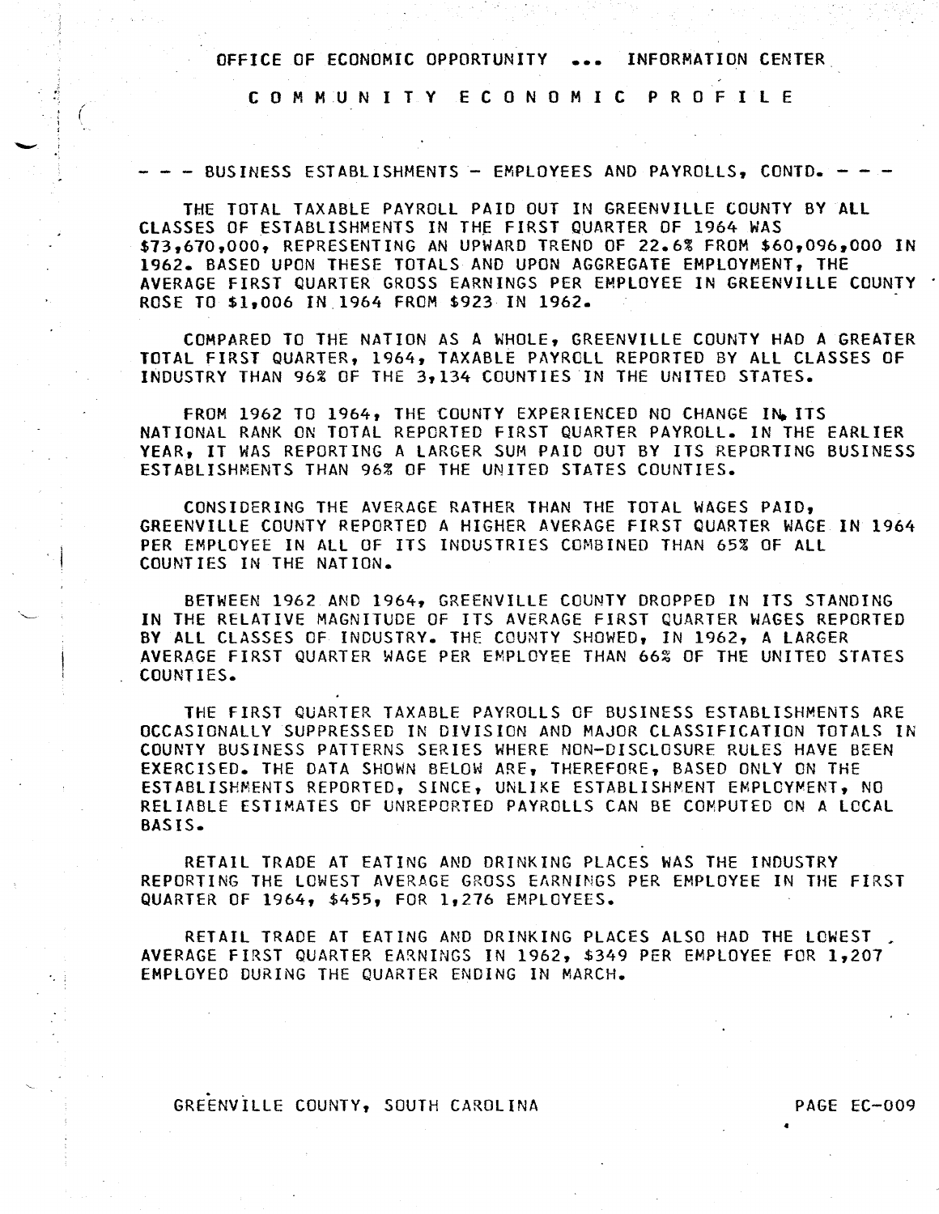OFFICE OF ECONOMIC OPPORTUNITY ... INFORMATION CENTER

# COMMUNITY ECONOMIC PROFILE

## --- BUSINESS ESTABLISHMENTS - EMPLOYEES AND PAYROLLS, CONTD. ---

THE TOTAL TAXABLE PAYROLL PAID OUT IN GREENVILLE COUNTY BY ALL CLASSES OF ESTABLISHMENTS IN THE FIRST QUARTER OF 1964 WAS \$73,670,000, REPRESENTING AN UPWARD TREND OF 22.6% FROM \$60,096,000 IN 1962. BASED UPON THESE TOTALS AND UPON AGGREGATE EMPLOYMENT, THE AVERAGE FIRST QUARTER GROSS EARNINGS PER EMPLOYEE IN GREENVILLE COUNTY ROSE TO \$1,006 IN 1964 FROM \$923 IN 1962.

COMPARED TO THE NATION AS A WHOLE, GREENVILLE COUNTY HAD A GREATER TOTAL FIRST QUARTER, 1964, TAXABLE PAYROLL REPORTED BY ALL CLASSES OF INDUSTRY THAN 96% OF THE 3,134 COUNTIES IN THE UNITED STATES.

FROM 1962 TO 1964, THE COUNTY EXPERIENCED NO CHANGE IN ITS NATIONAL RANK ON TOTAL REPORTED FIRST QUARTER PAYROLL. IN THE EARLIER YEAR, IT WAS REPORTING A LARGER SUM PAID OUT BY ITS REPORTING BUSINESS ESTABLISHMENTS THAN 96% OF THE UNITED STATES COUNTIES.

CONSIDERING THE AVERAGE RATHER THAN THE TOTAL WAGES PAID, GREENVILLE COUNTY REPORTED A HIGHER AVERAGE FIRST QUARTER WAGE IN 1964 PER EMPLOYEE IN ALL OF ITS INDUSTRIES COMBINED THAN 65% OF ALL COUNTIES IN THE NATION.

BETWEEN 1962 AND 1964, GREENVILLE COUNTY DROPPED IN ITS STANDING IN THE RELATIVE MAGNITUDE OF ITS AVERAGE FIRST QUARTER WAGES REPORTED BY ALL CLASSES OF INDUSTRY. THE COUNTY SHOWED, IN 1962, A LARGER AVERAGE FIRST QUARTER WAGE PER EMPLOYEE THAN 66% OF THE UNITED STATES COUNTIES.

THE FIRST QUARTER TAXABLE PAYROLLS OF BUSINESS ESTABLISHMENTS ARE OCCASIONALLY SUPPRESSED IN DIVISION AND MAJOR CLASSIFICATION TOTALS IN COUNTY BUSINESS PATTERNS SERIES WHERE NON-DISCLOSURE RULES HAVE BEEN EXERCISED. THE DATA SHOWN BELOW ARE, THEREFORE, BASED ONLY ON THE ESTABLISHMENTS REPORTED, SINCE, UNLIKE ESTABLISHMENT EMPLOYMENT, NO RELIABLE ESTIMATES OF UNREPORTED PAYROLLS CAN BE COMPUTED ON A LOCAL BASIS.

RETAIL TRADE AT EATING AND DRINKING PLACES WAS THE INDUSTRY REPORTING THE LOWEST AVERAGE GROSS EARNINGS PER EMPLOYEE IN THE FIRST QUARTER OF 1964, \$455, FOR 1,276 EMPLOYEES.

RETAIL TRADE AT EATING AND DRINKING PLACES ALSO HAD THE LOWEST AVERAGE FIRST QUARTER EARNINGS IN 1962, \$349 PER EMPLOYEE FOR 1,207 EMPLOYED DURING THE QUARTER ENDING IN MARCH.

GREENVILLE COUNTY, SOUTH CAROLINA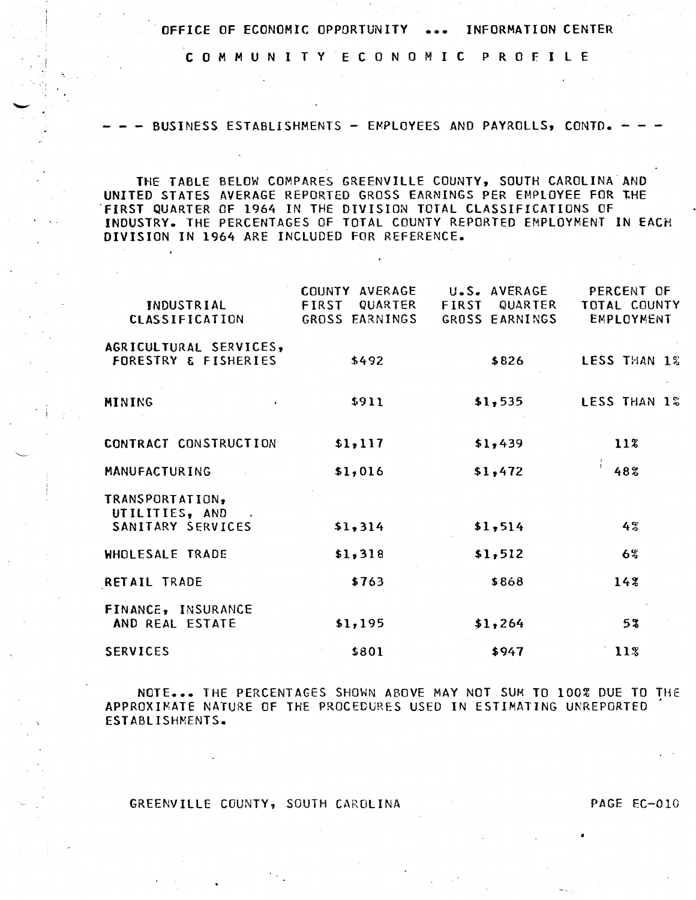OFFICE OF ECONOMIC OPPORTUNITY ... INFORMATION CENTER

# COMMUNITY ECONOMIC PROFILE

## --- BUSINESS ESTABLISHMENTS - EMPLOYEES AND PAYROLLS, CONTD. ---

THE TABLE BELOW COMPARES GREENVILLE COUNTY, SOUTH CAROLINA AND UNITED STATES AVERAGE REPORTED GROSS EARNINGS PER EMPLOYEE FOR THE FIRST QUARTER OF 1964 IN THE DIVISION TOTAL CLASSIFICATIONS OF INDUSTRY. THE PERCENTAGES OF TOTAL COUNTY REPORTED EMPLOYMENT IN EACH DIVISION IN 1964 ARE INCLUDED FOR REFERENCE.

| INDUSTRIAL CLASSIFICATION | COUNTY AVERAGE FIRST QUARTER GROSS EARNINGS | U.S. AVERAGE FIRST QUARTER GROSS EARNINGS | PERCENT OF TOTAL COUNTY EMPLOYMENT |
|---|---|---|---|
| AGRICULTURAL SERVICES, FORESTRY & FISHERIES | $492 | $826 | LESS THAN 1% |
| MINING | $911 | $1,535 | LESS THAN 1% |
| CONTRACT CONSTRUCTION | $1,117 | $1,439 | 11% |
| MANUFACTURING | $1,016 | $1,472 | 48% |
| TRANSPORTATION, UTILITIES, AND SANITARY SERVICES | $1,314 | $1,514 | 4% |
| WHOLESALE TRADE | $1,318 | $1,512 | 6% |
| RETAIL TRADE | $763 | $868 | 14% |
| FINANCE, INSURANCE AND REAL ESTATE | $1,195 | $1,264 | 5% |
| SERVICES | $801 | $947 | 11% |

NOTE... THE PERCENTAGES SHOWN ABOVE MAY NOT SUM TO 100% DUE TO THE APPROXIMATE NATURE OF THE PROCEDURES USED IN ESTIMATING UNREPORTED ESTABLISHMENTS.

GREENVILLE COUNTY, SOUTH CAROLINA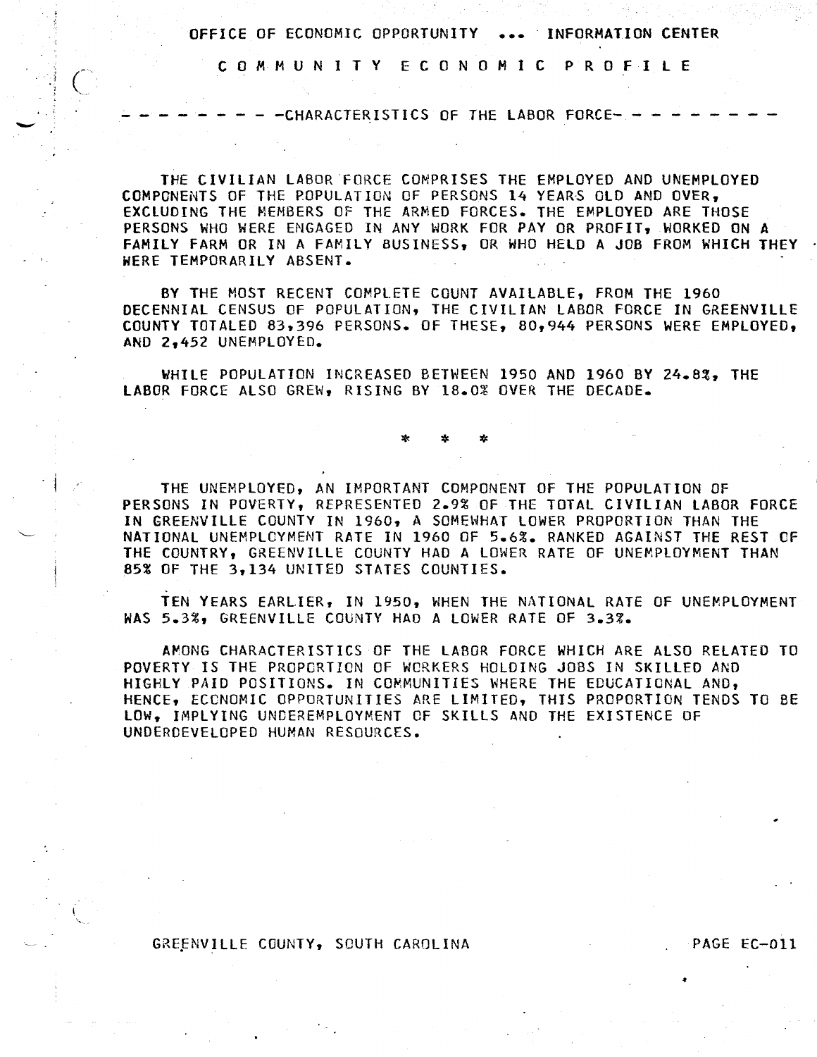OFFICE OF ECONOMIC OPPORTUNITY ... INFORMATION CENTER

# COMMUNITY ECONOMIC PROFILE

## CHARACTERISTICS OF THE LABOR FORCE

THE CIVILIAN LABOR FORCE COMPRISES THE EMPLOYED AND UNEMPLOYED COMPONENTS OF THE POPULATION OF PERSONS 14 YEARS OLD AND OVER, EXCLUDING THE MEMBERS OF THE ARMED FORCES. THE EMPLOYED ARE THOSE PERSONS WHO WERE ENGAGED IN ANY WORK FOR PAY OR PROFIT, WORKED ON A FAMILY FARM OR IN A FAMILY BUSINESS, OR WHO HELD A JOB FROM WHICH THEY WERE TEMPORARILY ABSENT.

BY THE MOST RECENT COMPLETE COUNT AVAILABLE, FROM THE 1960 DECENNIAL CENSUS OF POPULATION, THE CIVILIAN LABOR FORCE IN GREENVILLE COUNTY TOTALED 83,396 PERSONS. OF THESE, 80,944 PERSONS WERE EMPLOYED, AND 2,452 UNEMPLOYED.

WHILE POPULATION INCREASED BETWEEN 1950 AND 1960 BY 24.8%, THE LABOR FORCE ALSO GREW, RISING BY 18.0% OVER THE DECADE.

\* \* \*

THE UNEMPLOYED, AN IMPORTANT COMPONENT OF THE POPULATION OF PERSONS IN POVERTY, REPRESENTED 2.9% OF THE TOTAL CIVILIAN LABOR FORCE IN GREENVILLE COUNTY IN 1960, A SOMEWHAT LOWER PROPORTION THAN THE NATIONAL UNEMPLOYMENT RATE IN 1960 OF 5.6%. RANKED AGAINST THE REST OF THE COUNTRY, GREENVILLE COUNTY HAD A LOWER RATE OF UNEMPLOYMENT THAN 85% OF THE 3,134 UNITED STATES COUNTIES.

TEN YEARS EARLIER, IN 1950, WHEN THE NATIONAL RATE OF UNEMPLOYMENT WAS 5.3%, GREENVILLE COUNTY HAD A LOWER RATE OF 3.3%.

AMONG CHARACTERISTICS OF THE LABOR FORCE WHICH ARE ALSO RELATED TO POVERTY IS THE PROPORTION OF WORKERS HOLDING JOBS IN SKILLED AND HIGHLY PAID POSITIONS. IN COMMUNITIES WHERE THE EDUCATIONAL AND, HENCE, ECONOMIC OPPORTUNITIES ARE LIMITED, THIS PROPORTION TENDS TO BE LOW, IMPLYING UNDEREMPLOYMENT OF SKILLS AND THE EXISTENCE OF UNDERDEVELOPED HUMAN RESOURCES.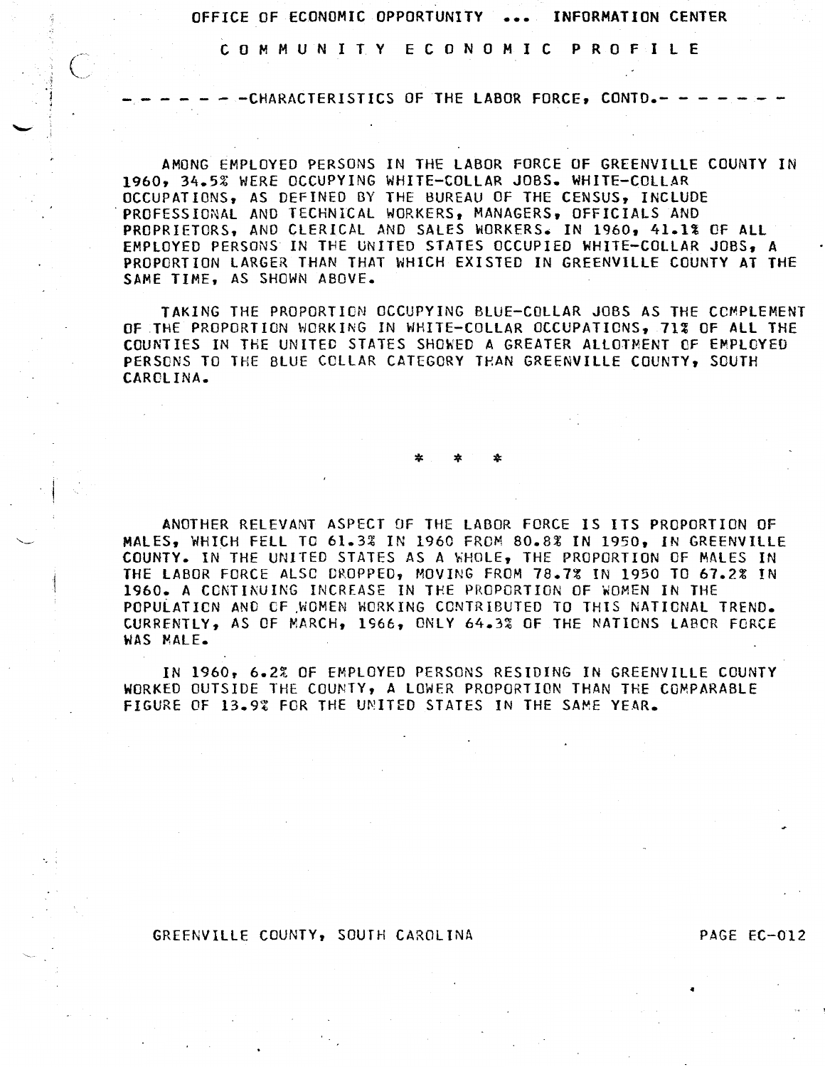OFFICE OF ECONOMIC OPPORTUNITY ... INFORMATION CENTER

# COMMUNITY ECONOMIC PROFILE

## ------CHARACTERISTICS OF THE LABOR FORCE, CONTD.-------

AMONG EMPLOYED PERSONS IN THE LABOR FORCE OF GREENVILLE COUNTY IN 1960, 34.5% WERE OCCUPYING WHITE-COLLAR JOBS. WHITE-COLLAR OCCUPATIONS, AS DEFINED BY THE BUREAU OF THE CENSUS, INCLUDE PROFESSIONAL AND TECHNICAL WORKERS, MANAGERS, OFFICIALS AND PROPRIETORS, AND CLERICAL AND SALES WORKERS. IN 1960, 41.1% OF ALL EMPLOYED PERSONS IN THE UNITED STATES OCCUPIED WHITE-COLLAR JOBS, A PROPORTION LARGER THAN THAT WHICH EXISTED IN GREENVILLE COUNTY AT THE SAME TIME, AS SHOWN ABOVE.

TAKING THE PROPORTION OCCUPYING BLUE-COLLAR JOBS AS THE COMPLEMENT OF THE PROPORTION WORKING IN WHITE-COLLAR OCCUPATIONS, 71% OF ALL THE COUNTIES IN THE UNITED STATES SHOWED A GREATER ALLOTMENT OF EMPLOYED PERSONS TO THE BLUE COLLAR CATEGORY THAN GREENVILLE COUNTY, SOUTH CAROLINA.

\* \* \*

ANOTHER RELEVANT ASPECT OF THE LABOR FORCE IS ITS PROPORTION OF MALES, WHICH FELL TO 61.3% IN 1960 FROM 80.8% IN 1950, IN GREENVILLE COUNTY. IN THE UNITED STATES AS A WHOLE, THE PROPORTION OF MALES IN THE LABOR FORCE ALSO DROPPED, MOVING FROM 78.7% IN 1950 TO 67.2% IN 1960. A CONTINUING INCREASE IN THE PROPORTION OF WOMEN IN THE POPULATION AND OF WOMEN WORKING CONTRIBUTED TO THIS NATIONAL TREND. CURRENTLY, AS OF MARCH, 1966, ONLY 64.3% OF THE NATIONS LABOR FORCE WAS MALE.

IN 1960, 6.2% OF EMPLOYED PERSONS RESIDING IN GREENVILLE COUNTY WORKED OUTSIDE THE COUNTY, A LOWER PROPORTION THAN THE COMPARABLE FIGURE OF 13.9% FOR THE UNITED STATES IN THE SAME YEAR.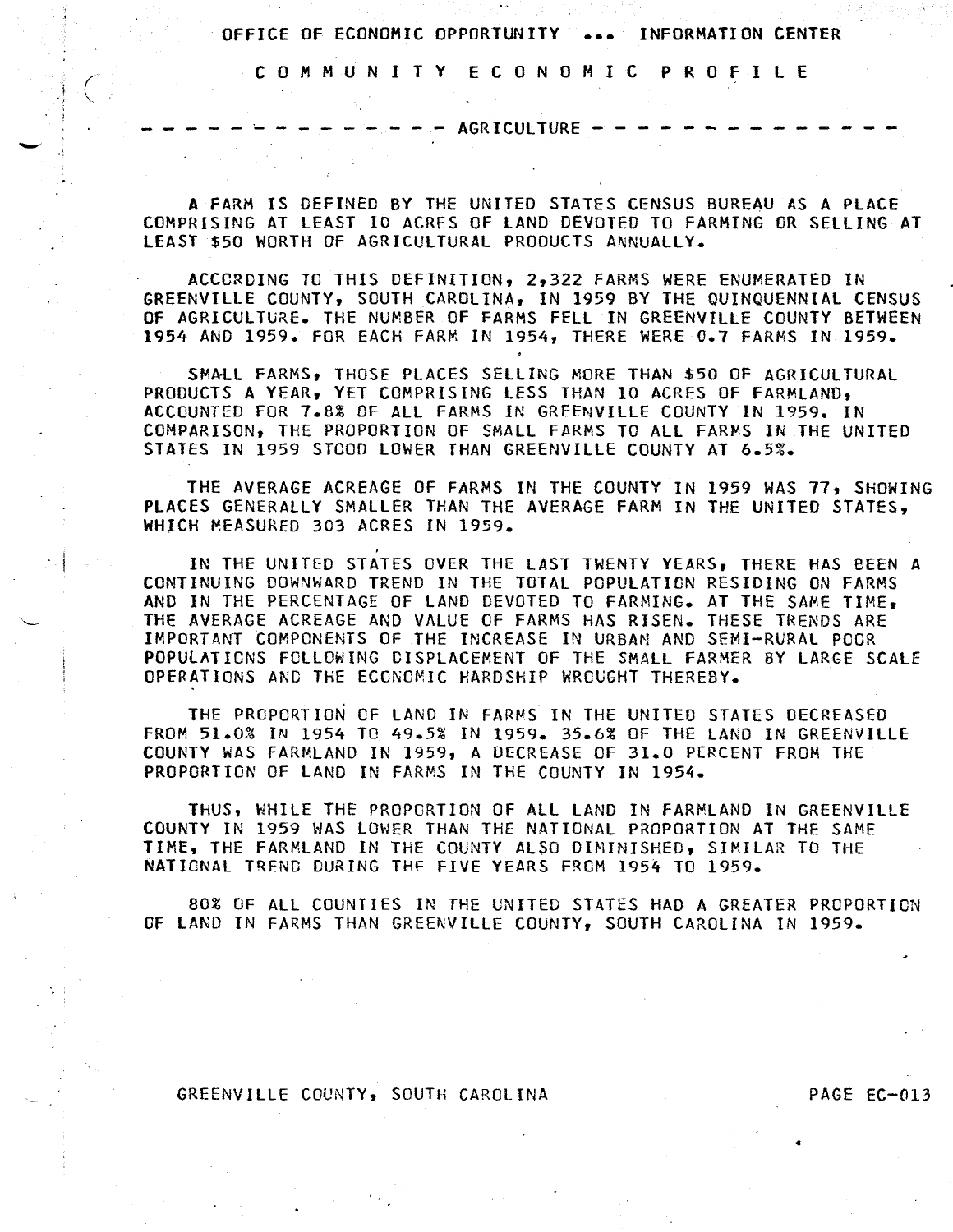OFFICE OF ECONOMIC OPPORTUNITY ... INFORMATION CENTER

# COMMUNITY ECONOMIC PROFILE

## AGRICULTURE

A FARM IS DEFINED BY THE UNITED STATES CENSUS BUREAU AS A PLACE COMPRISING AT LEAST 10 ACRES OF LAND DEVOTED TO FARMING OR SELLING AT LEAST $50 WORTH OF AGRICULTURAL PRODUCTS ANNUALLY.

ACCORDING TO THIS DEFINITION, 2,322 FARMS WERE ENUMERATED IN GREENVILLE COUNTY, SOUTH CAROLINA, IN 1959 BY THE QUINQUENNIAL CENSUS OF AGRICULTURE. THE NUMBER OF FARMS FELL IN GREENVILLE COUNTY BETWEEN 1954 AND 1959. FOR EACH FARM IN 1954, THERE WERE 0.7 FARMS IN 1959.

SMALL FARMS, THOSE PLACES SELLING MORE THAN $50 OF AGRICULTURAL PRODUCTS A YEAR, YET COMPRISING LESS THAN 10 ACRES OF FARMLAND, ACCOUNTED FOR 7.8% OF ALL FARMS IN GREENVILLE COUNTY IN 1959. IN COMPARISON, THE PROPORTION OF SMALL FARMS TO ALL FARMS IN THE UNITED STATES IN 1959 STOOD LOWER THAN GREENVILLE COUNTY AT 6.5%.

THE AVERAGE ACREAGE OF FARMS IN THE COUNTY IN 1959 WAS 77, SHOWING PLACES GENERALLY SMALLER THAN THE AVERAGE FARM IN THE UNITED STATES, WHICH MEASURED 303 ACRES IN 1959.

IN THE UNITED STATES OVER THE LAST TWENTY YEARS, THERE HAS BEEN A CONTINUING DOWNWARD TREND IN THE TOTAL POPULATION RESIDING ON FARMS AND IN THE PERCENTAGE OF LAND DEVOTED TO FARMING. AT THE SAME TIME, THE AVERAGE ACREAGE AND VALUE OF FARMS HAS RISEN. THESE TRENDS ARE IMPORTANT COMPONENTS OF THE INCREASE IN URBAN AND SEMI-RURAL POOR POPULATIONS FOLLOWING DISPLACEMENT OF THE SMALL FARMER BY LARGE SCALE OPERATIONS AND THE ECONOMIC HARDSHIP WROUGHT THEREBY.

THE PROPORTION OF LAND IN FARMS IN THE UNITED STATES DECREASED FROM 51.0% IN 1954 TO 49.5% IN 1959. 35.6% OF THE LAND IN GREENVILLE COUNTY WAS FARMLAND IN 1959, A DECREASE OF 31.0 PERCENT FROM THE PROPORTION OF LAND IN FARMS IN THE COUNTY IN 1954.

THUS, WHILE THE PROPORTION OF ALL LAND IN FARMLAND IN GREENVILLE COUNTY IN 1959 WAS LOWER THAN THE NATIONAL PROPORTION AT THE SAME TIME, THE FARMLAND IN THE COUNTY ALSO DIMINISHED, SIMILAR TO THE NATIONAL TREND DURING THE FIVE YEARS FROM 1954 TO 1959.

80% OF ALL COUNTIES IN THE UNITED STATES HAD A GREATER PROPORTION OF LAND IN FARMS THAN GREENVILLE COUNTY, SOUTH CAROLINA IN 1959.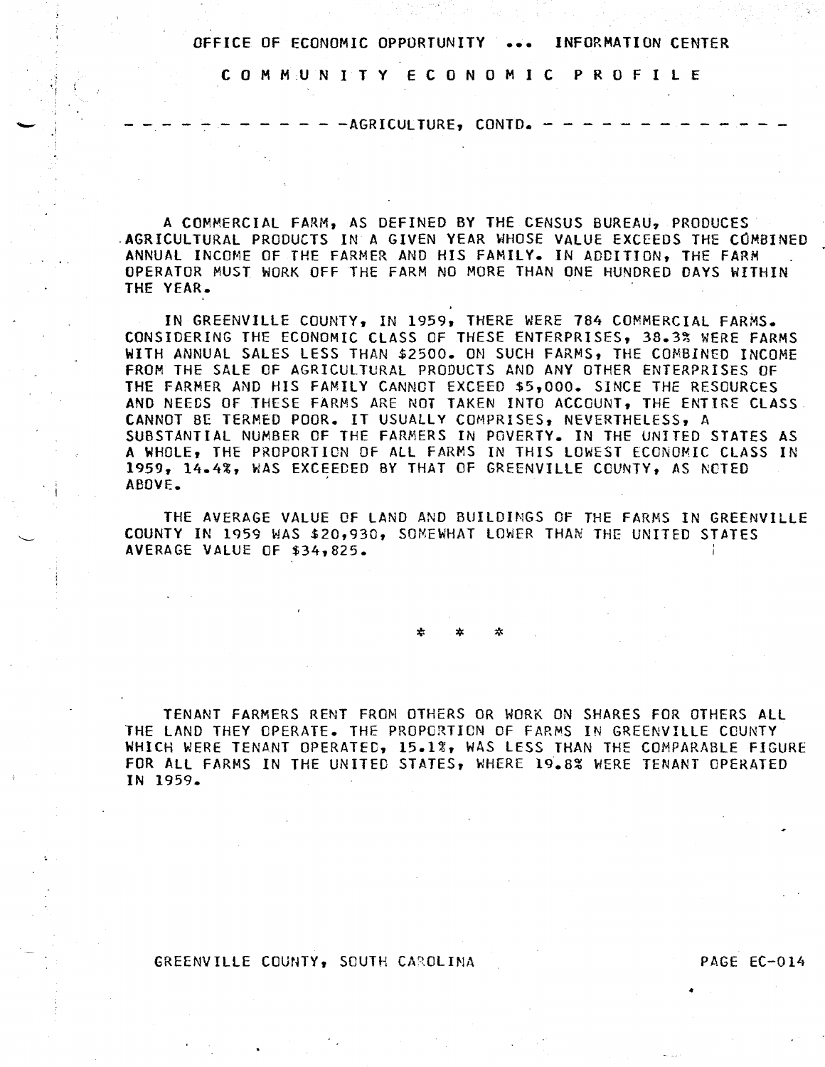## AGRICULTURE, CONTD.

A COMMERCIAL FARM, AS DEFINED BY THE CENSUS BUREAU, PRODUCES AGRICULTURAL PRODUCTS IN A GIVEN YEAR WHOSE VALUE EXCEEDS THE COMBINED ANNUAL INCOME OF THE FARMER AND HIS FAMILY. IN ADDITION, THE FARM OPERATOR MUST WORK OFF THE FARM NO MORE THAN ONE HUNDRED DAYS WITHIN THE YEAR.

IN GREENVILLE COUNTY, IN 1959, THERE WERE 784 COMMERCIAL FARMS. CONSIDERING THE ECONOMIC CLASS OF THESE ENTERPRISES, 38.3% WERE FARMS WITH ANNUAL SALES LESS THAN $2500. ON SUCH FARMS, THE COMBINED INCOME FROM THE SALE OF AGRICULTURAL PRODUCTS AND ANY OTHER ENTERPRISES OF THE FARMER AND HIS FAMILY CANNOT EXCEED $5,000. SINCE THE RESOURCES AND NEEDS OF THESE FARMS ARE NOT TAKEN INTO ACCOUNT, THE ENTIRE CLASS CANNOT BE TERMED POOR. IT USUALLY COMPRISES, NEVERTHELESS, A SUBSTANTIAL NUMBER OF THE FARMERS IN POVERTY. IN THE UNITED STATES AS A WHOLE, THE PROPORTION OF ALL FARMS IN THIS LOWEST ECONOMIC CLASS IN 1959, 14.4%, WAS EXCEEDED BY THAT OF GREENVILLE COUNTY, AS NOTED ABOVE.

THE AVERAGE VALUE OF LAND AND BUILDINGS OF THE FARMS IN GREENVILLE COUNTY IN 1959 WAS $20,930, SOMEWHAT LOWER THAN THE UNITED STATES AVERAGE VALUE OF $34,825.

\* \* \*

TENANT FARMERS RENT FROM OTHERS OR WORK ON SHARES FOR OTHERS ALL THE LAND THEY OPERATE. THE PROPORTION OF FARMS IN GREENVILLE COUNTY WHICH WERE TENANT OPERATED, 15.1%, WAS LESS THAN THE COMPARABLE FIGURE FOR ALL FARMS IN THE UNITED STATES, WHERE 19.8% WERE TENANT OPERATED IN 1959.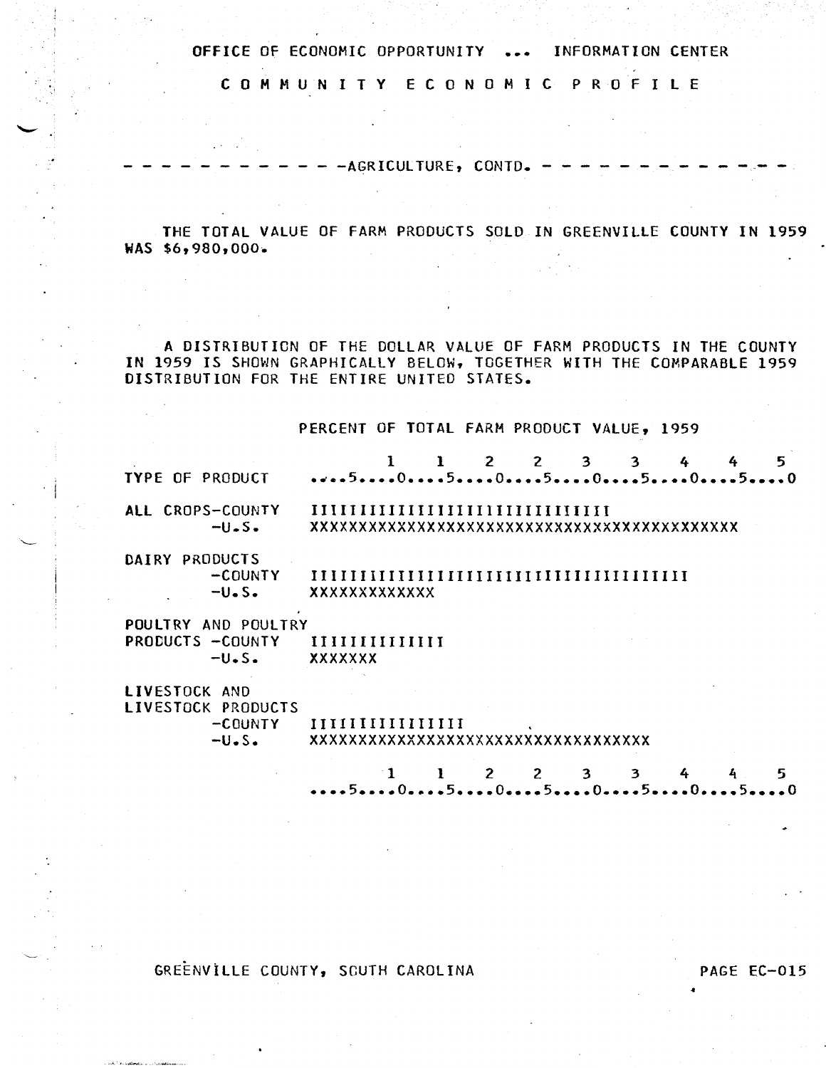OFFICE OF ECONOMIC OPPORTUNITY ... INFORMATION CENTER

COMMUNITY ECONOMIC PROFILE

------------ AGRICULTURE, CONTD. ------------

THE TOTAL VALUE OF FARM PRODUCTS SOLD IN GREENVILLE COUNTY IN 1959 WAS $6,980,000.

A DISTRIBUTION OF THE DOLLAR VALUE OF FARM PRODUCTS IN THE COUNTY IN 1959 IS SHOWN GRAPHICALLY BELOW, TOGETHER WITH THE COMPARABLE 1959 DISTRIBUTION FOR THE ENTIRE UNITED STATES.

PERCENT OF TOTAL FARM PRODUCT VALUE, 1959

```
                          1    1    2    2    3    3    4    4    5
TYPE OF PRODUCT      ....5....0....5....0....5....0....5....0....5....0

ALL CROPS-COUNTY     IIIIIIIIIIIIIIIIIIIIIIIIIIIIII
         -U.S.       XXXXXXXXXXXXXXXXXXXXXXXXXXXXXXXXXXXXXXXXXXXX

DAIRY PRODUCTS
         -COUNTY     IIIIIIIIIIIIIIIIIIIIIIIIIIIIIIIIIIIIII
         -U.S.       XXXXXXXXXXXXX

POULTRY AND POULTRY
PRODUCTS -COUNTY     IIIIIIIIIIIII
         -U.S.       XXXXXXX

LIVESTOCK AND
LIVESTOCK PRODUCTS
         -COUNTY     IIIIIIIIIIIIIIII
         -U.S.       XXXXXXXXXXXXXXXXXXXXXXXXXXXXXXXXXXXX

                          1    1    2    2    3    3    4    4    5
                     ....5....0....5....0....5....0....5....0....5....0
```

GREENVILLE COUNTY, SOUTH CAROLINA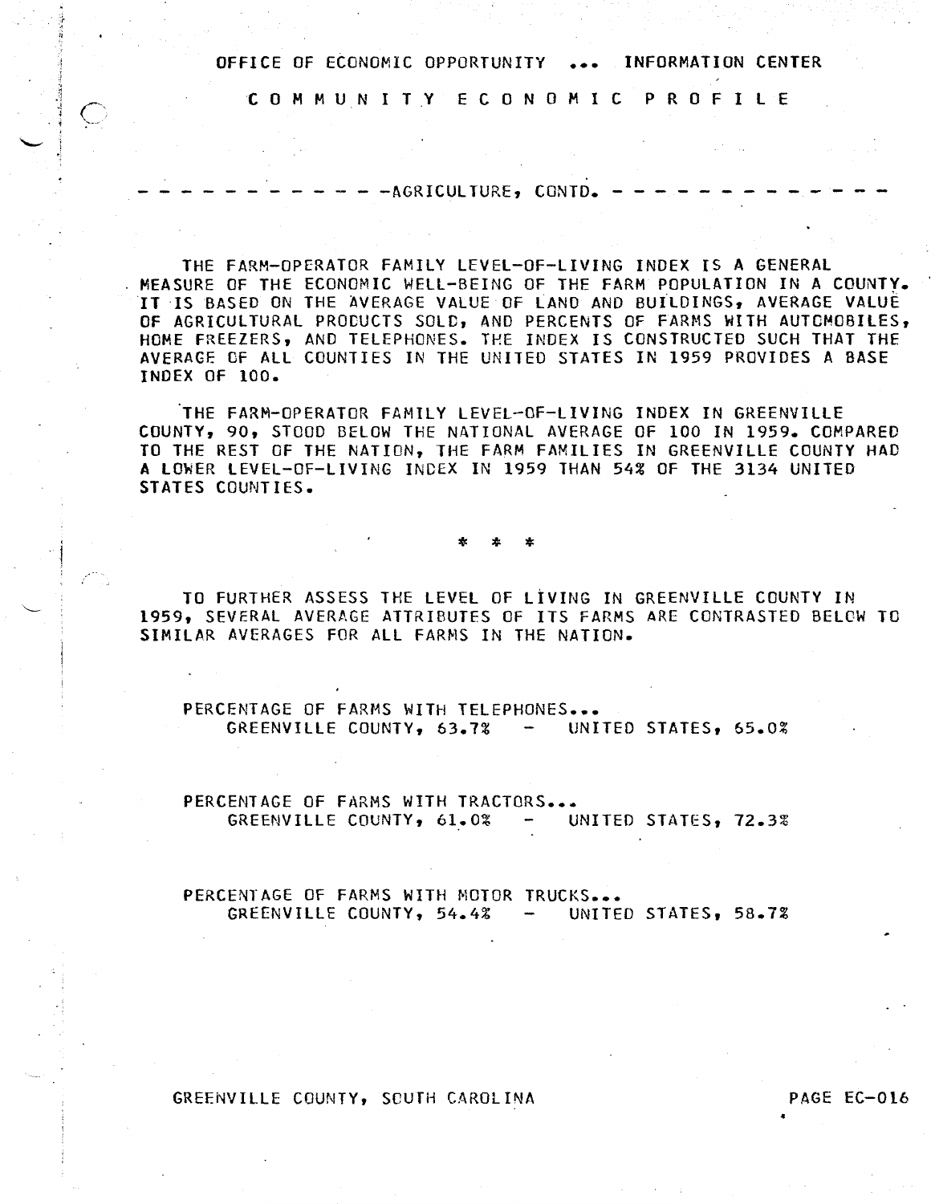OFFICE OF ECONOMIC OPPORTUNITY ... INFORMATION CENTER

COMMUNITY ECONOMIC PROFILE

- - - - - - - - - - - - -AGRICULTURE, CONTD. - - - - - - - - - - - - -

THE FARM-OPERATOR FAMILY LEVEL-OF-LIVING INDEX IS A GENERAL MEASURE OF THE ECONOMIC WELL-BEING OF THE FARM POPULATION IN A COUNTY. IT IS BASED ON THE AVERAGE VALUE OF LAND AND BUILDINGS, AVERAGE VALUE OF AGRICULTURAL PRODUCTS SOLD, AND PERCENTS OF FARMS WITH AUTOMOBILES, HOME FREEZERS, AND TELEPHONES. THE INDEX IS CONSTRUCTED SUCH THAT THE AVERAGE OF ALL COUNTIES IN THE UNITED STATES IN 1959 PROVIDES A BASE INDEX OF 100.

THE FARM-OPERATOR FAMILY LEVEL-OF-LIVING INDEX IN GREENVILLE COUNTY, 90, STOOD BELOW THE NATIONAL AVERAGE OF 100 IN 1959. COMPARED TO THE REST OF THE NATION, THE FARM FAMILIES IN GREENVILLE COUNTY HAD A LOWER LEVEL-OF-LIVING INDEX IN 1959 THAN 54% OF THE 3134 UNITED STATES COUNTIES.

* * *

TO FURTHER ASSESS THE LEVEL OF LIVING IN GREENVILLE COUNTY IN 1959, SEVERAL AVERAGE ATTRIBUTES OF ITS FARMS ARE CONTRASTED BELOW TO SIMILAR AVERAGES FOR ALL FARMS IN THE NATION.

PERCENTAGE OF FARMS WITH TELEPHONES...
GREENVILLE COUNTY, 63.7% - UNITED STATES, 65.0%

PERCENTAGE OF FARMS WITH TRACTORS...
GREENVILLE COUNTY, 61.0% - UNITED STATES, 72.3%

PERCENTAGE OF FARMS WITH MOTOR TRUCKS...
GREENVILLE COUNTY, 54.4% - UNITED STATES, 58.7%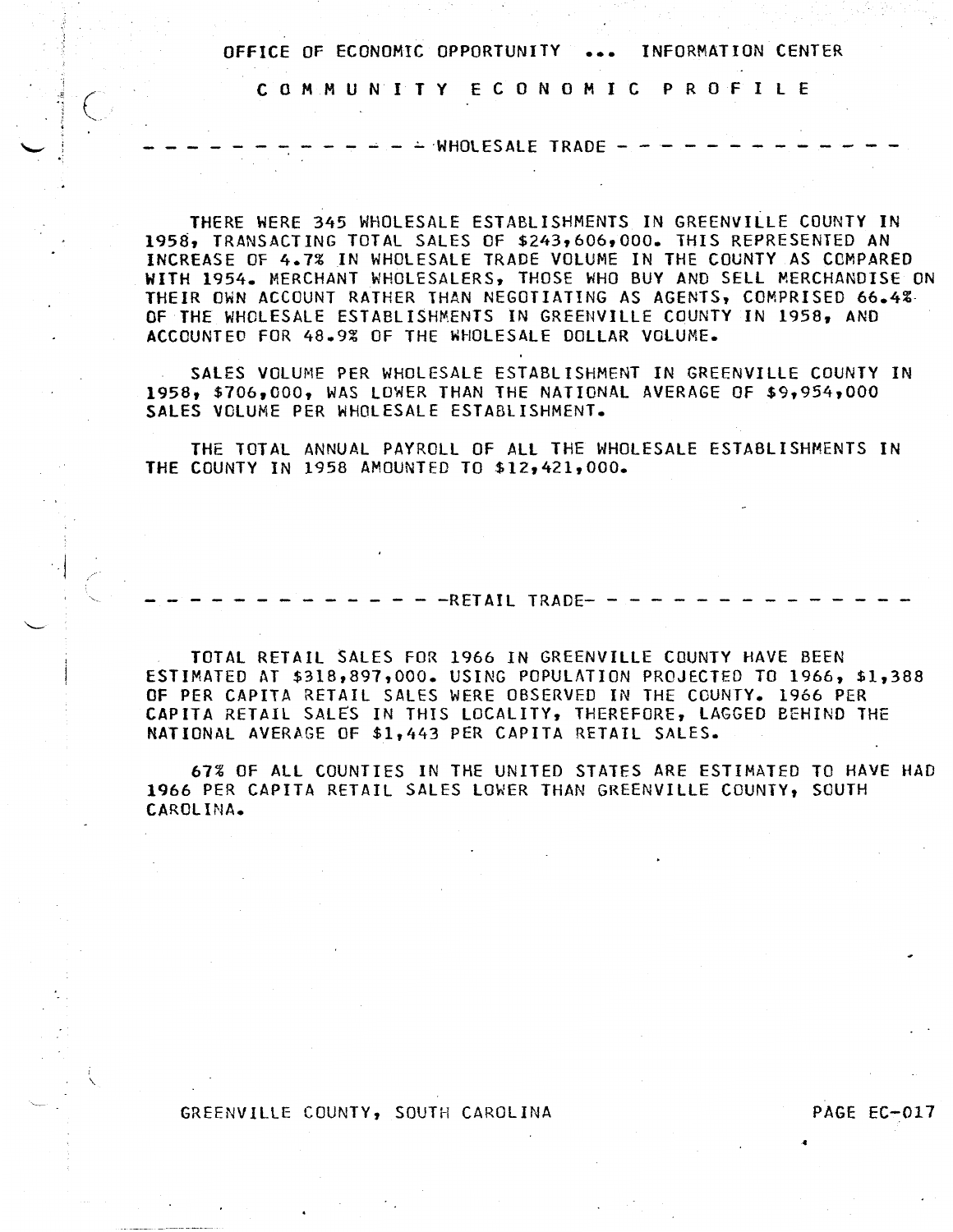OFFICE OF ECONOMIC OPPORTUNITY ... INFORMATION CENTER

# COMMUNITY ECONOMIC PROFILE

## WHOLESALE TRADE

THERE WERE 345 WHOLESALE ESTABLISHMENTS IN GREENVILLE COUNTY IN 1958, TRANSACTING TOTAL SALES OF $243,606,000. THIS REPRESENTED AN INCREASE OF 4.7% IN WHOLESALE TRADE VOLUME IN THE COUNTY AS COMPARED WITH 1954. MERCHANT WHOLESALERS, THOSE WHO BUY AND SELL MERCHANDISE ON THEIR OWN ACCOUNT RATHER THAN NEGOTIATING AS AGENTS, COMPRISED 66.4% OF THE WHOLESALE ESTABLISHMENTS IN GREENVILLE COUNTY IN 1958, AND ACCOUNTED FOR 48.9% OF THE WHOLESALE DOLLAR VOLUME.

SALES VOLUME PER WHOLESALE ESTABLISHMENT IN GREENVILLE COUNTY IN 1958, $706,000, WAS LOWER THAN THE NATIONAL AVERAGE OF $9,954,000 SALES VOLUME PER WHOLESALE ESTABLISHMENT.

THE TOTAL ANNUAL PAYROLL OF ALL THE WHOLESALE ESTABLISHMENTS IN THE COUNTY IN 1958 AMOUNTED TO $12,421,000.

## RETAIL TRADE

TOTAL RETAIL SALES FOR 1966 IN GREENVILLE COUNTY HAVE BEEN ESTIMATED AT $318,897,000. USING POPULATION PROJECTED TO 1966, $1,388 OF PER CAPITA RETAIL SALES WERE OBSERVED IN THE COUNTY. 1966 PER CAPITA RETAIL SALES IN THIS LOCALITY, THEREFORE, LAGGED BEHIND THE NATIONAL AVERAGE OF $1,443 PER CAPITA RETAIL SALES.

67% OF ALL COUNTIES IN THE UNITED STATES ARE ESTIMATED TO HAVE HAD 1966 PER CAPITA RETAIL SALES LOWER THAN GREENVILLE COUNTY, SOUTH CAROLINA.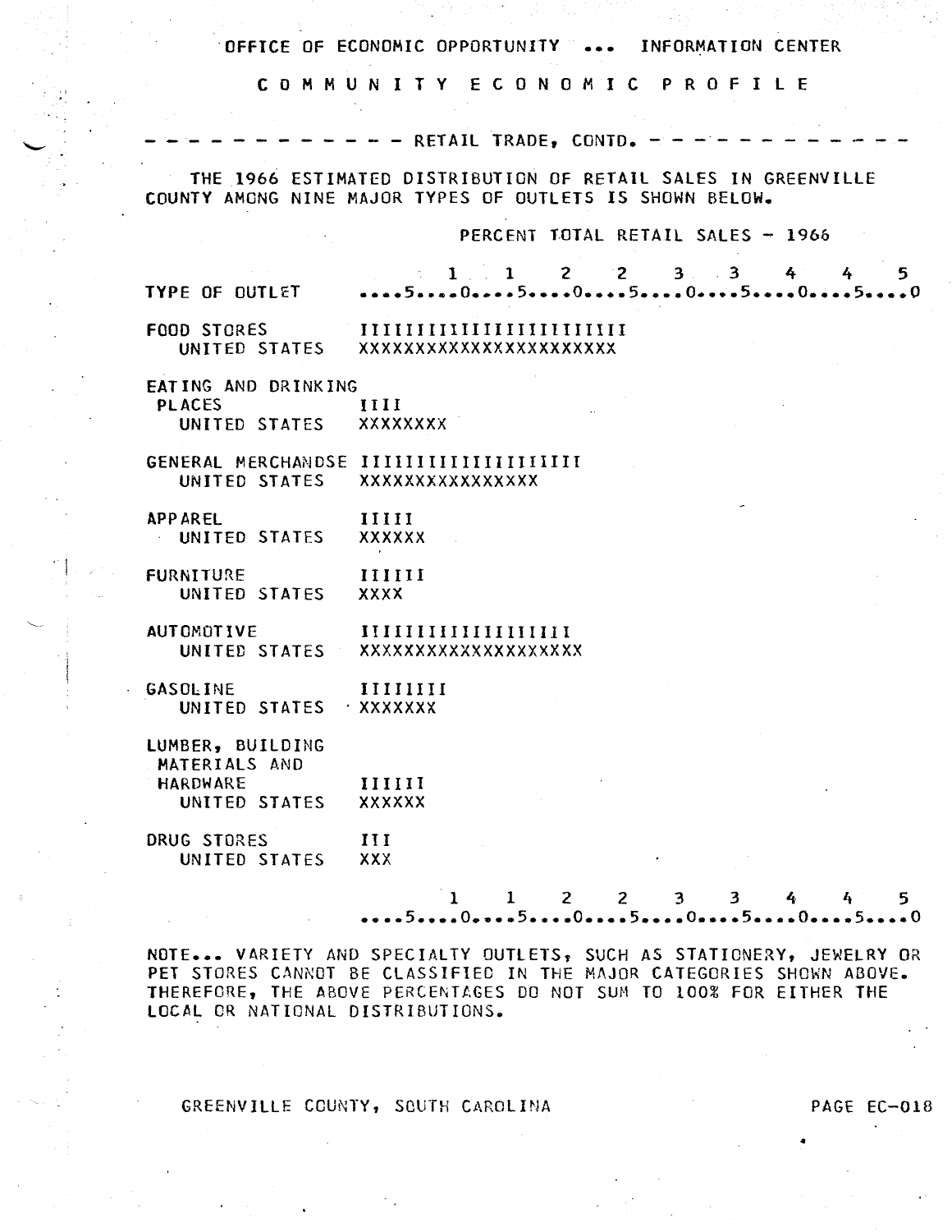OFFICE OF ECONOMIC OPPORTUNITY ... INFORMATION CENTER

COMMUNITY ECONOMIC PROFILE

## RETAIL TRADE, CONTD.

THE 1966 ESTIMATED DISTRIBUTION OF RETAIL SALES IN GREENVILLE COUNTY AMONG NINE MAJOR TYPES OF OUTLETS IS SHOWN BELOW.

```
                              PERCENT TOTAL RETAIL SALES - 1966

                                  1    1    2    2    3    3    4    4    5
TYPE OF OUTLET           ....5....0....5....0....5....0....5....0....5....0

FOOD STORES              IIIIIIIIIIIIIIIIIIIIIIII
   UNITED STATES         XXXXXXXXXXXXXXXXXXXXXXX

EATING AND DRINKING
 PLACES                  IIII
   UNITED STATES         XXXXXXXX

GENERAL MERCHANDSE       IIIIIIIIIIIIIIIIIIII
   UNITED STATES         XXXXXXXXXXXXXXXX

APPAREL                  IIIII
   UNITED STATES         XXXXXX

FURNITURE                IIIIII
   UNITED STATES         XXXX

AUTOMOTIVE               IIIIIIIIIIIIIIIIIII
   UNITED STATES         XXXXXXXXXXXXXXXXXXXX

GASOLINE                 IIIIIIII
   UNITED STATES         XXXXXXX

LUMBER, BUILDING
 MATERIALS AND
 HARDWARE                IIIIII
   UNITED STATES         XXXXXX

DRUG STORES              III
   UNITED STATES         XXX

                                  1    1    2    2    3    3    4    4    5
                         ....5....0....5....0....5....0....5....0....5....0
```

NOTE... VARIETY AND SPECIALTY OUTLETS, SUCH AS STATIONERY, JEWELRY OR PET STORES CANNOT BE CLASSIFIED IN THE MAJOR CATEGORIES SHOWN ABOVE. THEREFORE, THE ABOVE PERCENTAGES DO NOT SUM TO 100% FOR EITHER THE LOCAL OR NATIONAL DISTRIBUTIONS.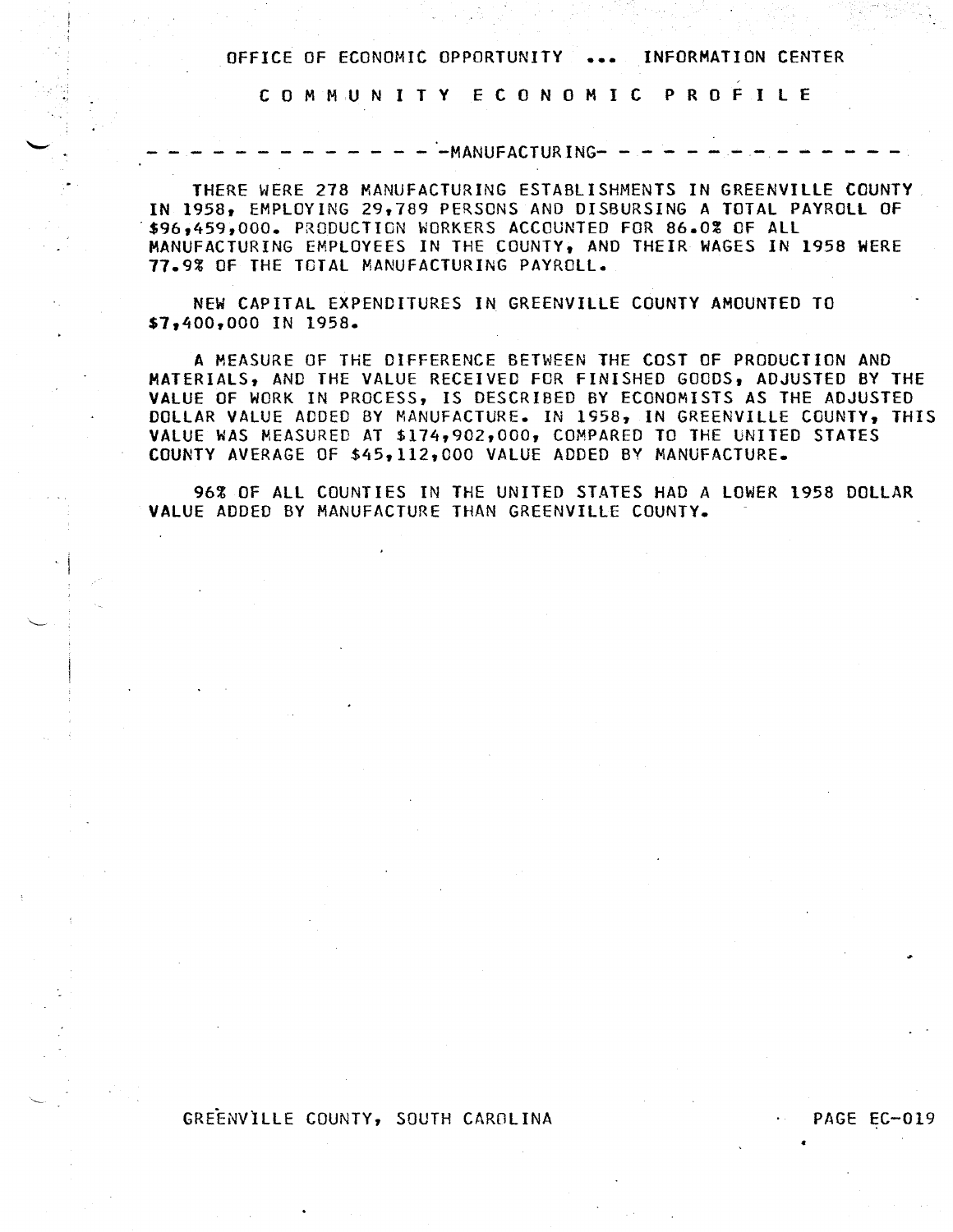OFFICE OF ECONOMIC OPPORTUNITY ... INFORMATION CENTER

# COMMUNITY ECONOMIC PROFILE

## -MANUFACTURING-

THERE WERE 278 MANUFACTURING ESTABLISHMENTS IN GREENVILLE COUNTY IN 1958, EMPLOYING 29,789 PERSONS AND DISBURSING A TOTAL PAYROLL OF $96,459,000. PRODUCTION WORKERS ACCOUNTED FOR 86.0% OF ALL MANUFACTURING EMPLOYEES IN THE COUNTY, AND THEIR WAGES IN 1958 WERE 77.9% OF THE TOTAL MANUFACTURING PAYROLL.

NEW CAPITAL EXPENDITURES IN GREENVILLE COUNTY AMOUNTED TO $7,400,000 IN 1958.

A MEASURE OF THE DIFFERENCE BETWEEN THE COST OF PRODUCTION AND MATERIALS, AND THE VALUE RECEIVED FOR FINISHED GOODS, ADJUSTED BY THE VALUE OF WORK IN PROCESS, IS DESCRIBED BY ECONOMISTS AS THE ADJUSTED DOLLAR VALUE ADDED BY MANUFACTURE. IN 1958, IN GREENVILLE COUNTY, THIS VALUE WAS MEASURED AT $174,902,000, COMPARED TO THE UNITED STATES COUNTY AVERAGE OF $45,112,000 VALUE ADDED BY MANUFACTURE.

96% OF ALL COUNTIES IN THE UNITED STATES HAD A LOWER 1958 DOLLAR VALUE ADDED BY MANUFACTURE THAN GREENVILLE COUNTY.

GREENVILLE COUNTY, SOUTH CAROLINA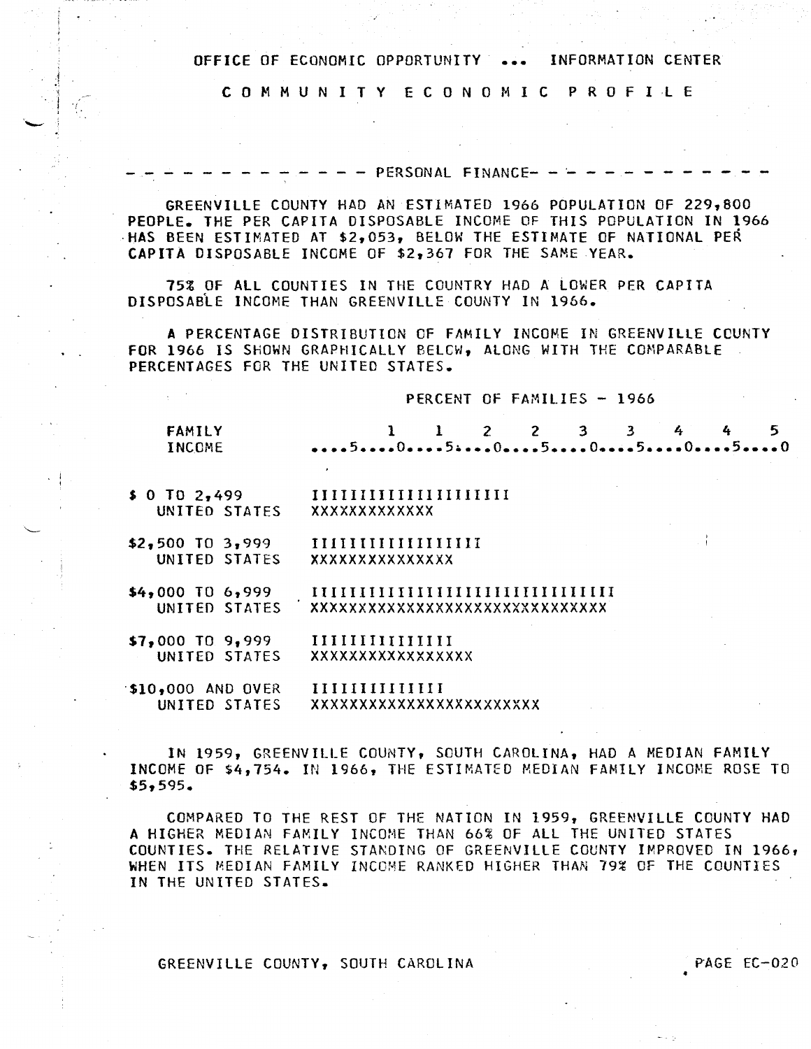OFFICE OF ECONOMIC OPPORTUNITY ... INFORMATION CENTER

# COMMUNITY ECONOMIC PROFILE

## ------------- PERSONAL FINANCE -------------

GREENVILLE COUNTY HAD AN ESTIMATED 1966 POPULATION OF 229,800 PEOPLE. THE PER CAPITA DISPOSABLE INCOME OF THIS POPULATION IN 1966 HAS BEEN ESTIMATED AT $2,053, BELOW THE ESTIMATE OF NATIONAL PER CAPITA DISPOSABLE INCOME OF $2,367 FOR THE SAME YEAR.

75% OF ALL COUNTIES IN THE COUNTRY HAD A LOWER PER CAPITA DISPOSABLE INCOME THAN GREENVILLE COUNTY IN 1966.

A PERCENTAGE DISTRIBUTION OF FAMILY INCOME IN GREENVILLE COUNTY FOR 1966 IS SHOWN GRAPHICALLY BELOW, ALONG WITH THE COMPARABLE PERCENTAGES FOR THE UNITED STATES.

```
                        PERCENT OF FAMILIES - 1966

FAMILY                  1    1    2    2    3    3    4    4    5
INCOME              ....5....0....5....0....5....0....5....0....5....0

$ 0 TO 2,499        IIIIIIIIIIIIIIIIIIIII
   UNITED STATES    XXXXXXXXXXXXX

$2,500 TO 3,999     IIIIIIIIIIIIIIIII
   UNITED STATES    XXXXXXXXXXXXXXX

$4,000 TO 6,999     IIIIIIIIIIIIIIIIIIIIIIIIIIIIIIII
   UNITED STATES    XXXXXXXXXXXXXXXXXXXXXXXXXXXXXX

$7,000 TO 9,999     IIIIIIIIIIIIIII
   UNITED STATES    XXXXXXXXXXXXXXXXX

$10,000 AND OVER    IIIIIIIIIIIIII
   UNITED STATES    XXXXXXXXXXXXXXXXXXXXXXXX
```

IN 1959, GREENVILLE COUNTY, SOUTH CAROLINA, HAD A MEDIAN FAMILY INCOME OF $4,754. IN 1966, THE ESTIMATED MEDIAN FAMILY INCOME ROSE TO $5,595.

COMPARED TO THE REST OF THE NATION IN 1959, GREENVILLE COUNTY HAD A HIGHER MEDIAN FAMILY INCOME THAN 66% OF ALL THE UNITED STATES COUNTIES. THE RELATIVE STANDING OF GREENVILLE COUNTY IMPROVED IN 1966, WHEN ITS MEDIAN FAMILY INCOME RANKED HIGHER THAN 79% OF THE COUNTIES IN THE UNITED STATES.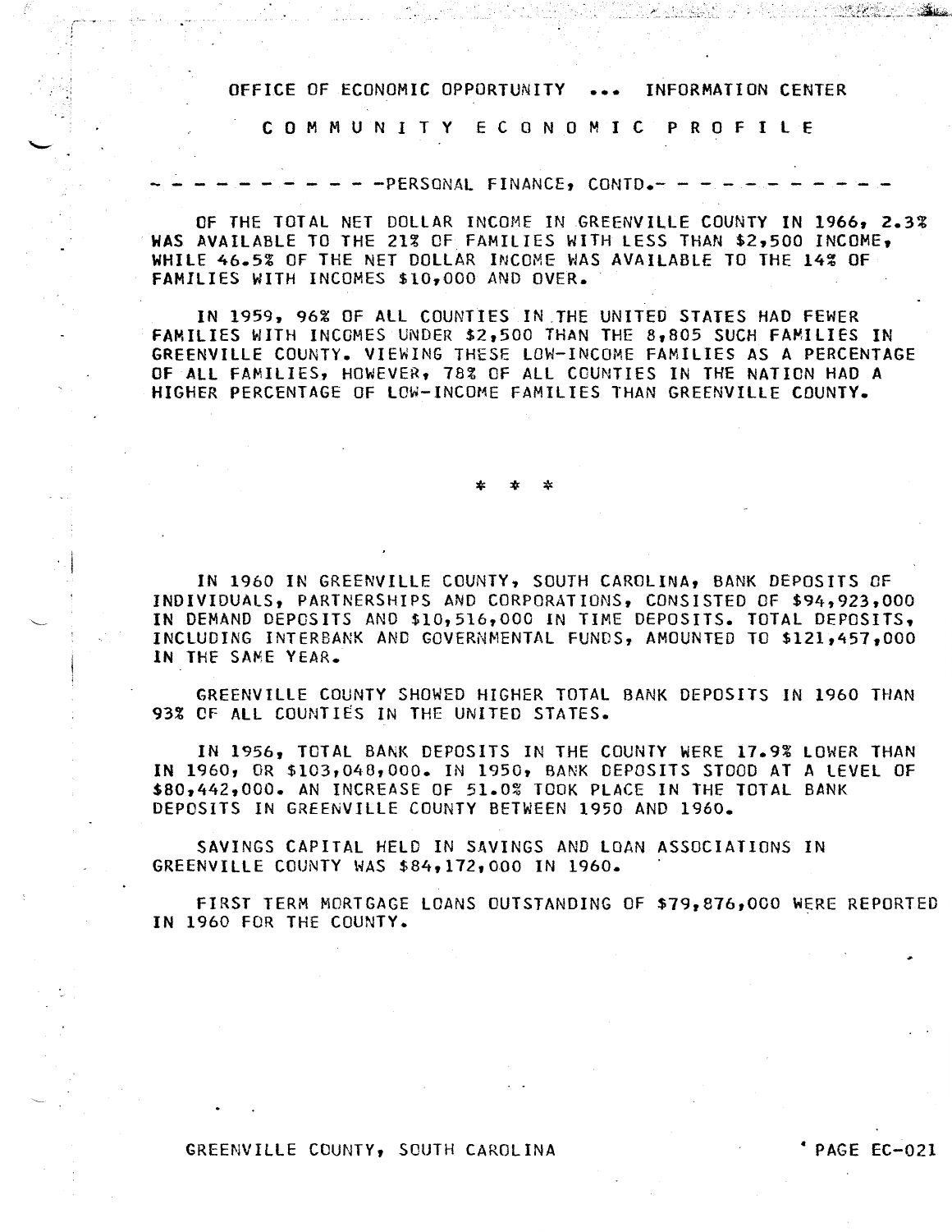OFFICE OF ECONOMIC OPPORTUNITY ... INFORMATION CENTER

COMMUNITY ECONOMIC PROFILE

## PERSONAL FINANCE, CONTD.

OF THE TOTAL NET DOLLAR INCOME IN GREENVILLE COUNTY IN 1966, 2.3% WAS AVAILABLE TO THE 21% OF FAMILIES WITH LESS THAN $2,500 INCOME, WHILE 46.5% OF THE NET DOLLAR INCOME WAS AVAILABLE TO THE 14% OF FAMILIES WITH INCOMES $10,000 AND OVER.

IN 1959, 96% OF ALL COUNTIES IN THE UNITED STATES HAD FEWER FAMILIES WITH INCOMES UNDER $2,500 THAN THE 8,805 SUCH FAMILIES IN GREENVILLE COUNTY. VIEWING THESE LOW-INCOME FAMILIES AS A PERCENTAGE OF ALL FAMILIES, HOWEVER, 78% OF ALL COUNTIES IN THE NATION HAD A HIGHER PERCENTAGE OF LOW-INCOME FAMILIES THAN GREENVILLE COUNTY.

\* \* \*

IN 1960 IN GREENVILLE COUNTY, SOUTH CAROLINA, BANK DEPOSITS OF INDIVIDUALS, PARTNERSHIPS AND CORPORATIONS, CONSISTED OF $94,923,000 IN DEMAND DEPOSITS AND $10,516,000 IN TIME DEPOSITS. TOTAL DEPOSITS, INCLUDING INTERBANK AND GOVERNMENTAL FUNDS, AMOUNTED TO $121,457,000 IN THE SAME YEAR.

GREENVILLE COUNTY SHOWED HIGHER TOTAL BANK DEPOSITS IN 1960 THAN 93% OF ALL COUNTIES IN THE UNITED STATES.

IN 1956, TOTAL BANK DEPOSITS IN THE COUNTY WERE 17.9% LOWER THAN IN 1960, OR $103,048,000. IN 1950, BANK DEPOSITS STOOD AT A LEVEL OF $80,442,000. AN INCREASE OF 51.0% TOOK PLACE IN THE TOTAL BANK DEPOSITS IN GREENVILLE COUNTY BETWEEN 1950 AND 1960.

SAVINGS CAPITAL HELD IN SAVINGS AND LOAN ASSOCIATIONS IN GREENVILLE COUNTY WAS $84,172,000 IN 1960.

FIRST TERM MORTGAGE LOANS OUTSTANDING OF $79,876,000 WERE REPORTED IN 1960 FOR THE COUNTY.